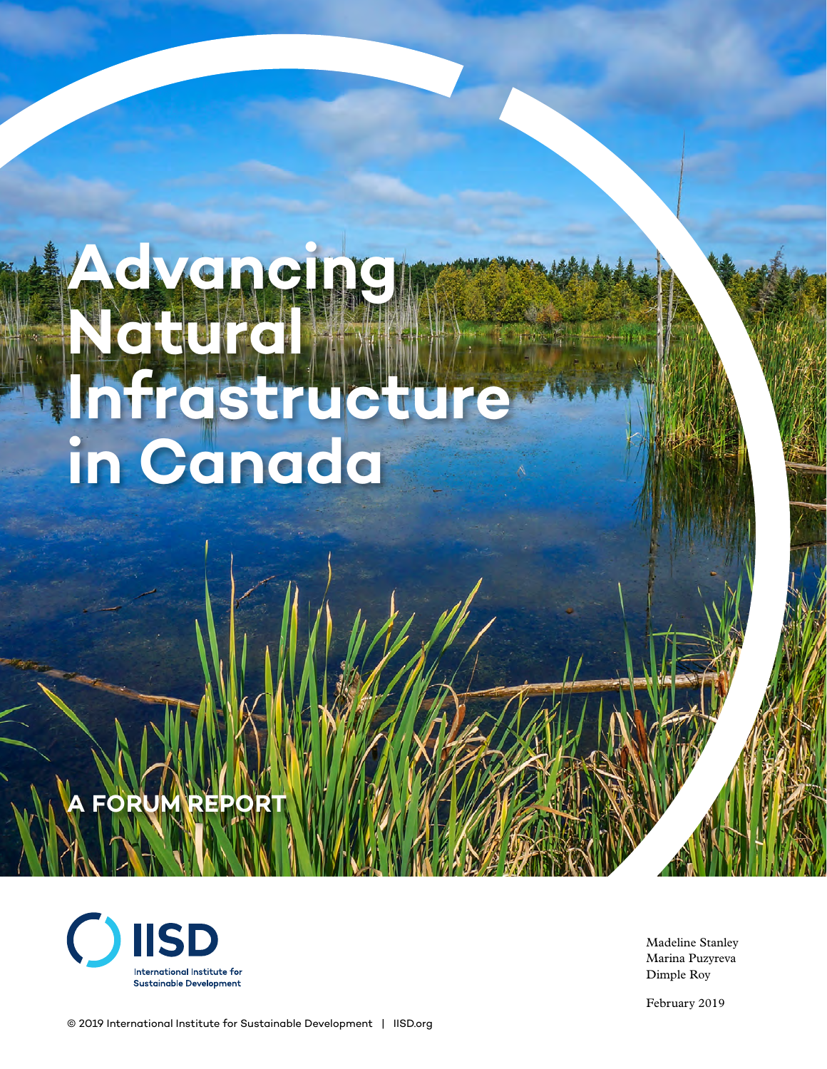# Advancing Natural Infrastructure in Canada

**A FORUM REPORT**

International Institute for Sustainable Development

Madeline Stanley
Marina Puzyreva
Dimple Roy

February 2019

© 2019 International Institute for Sustainable Development | IISD.org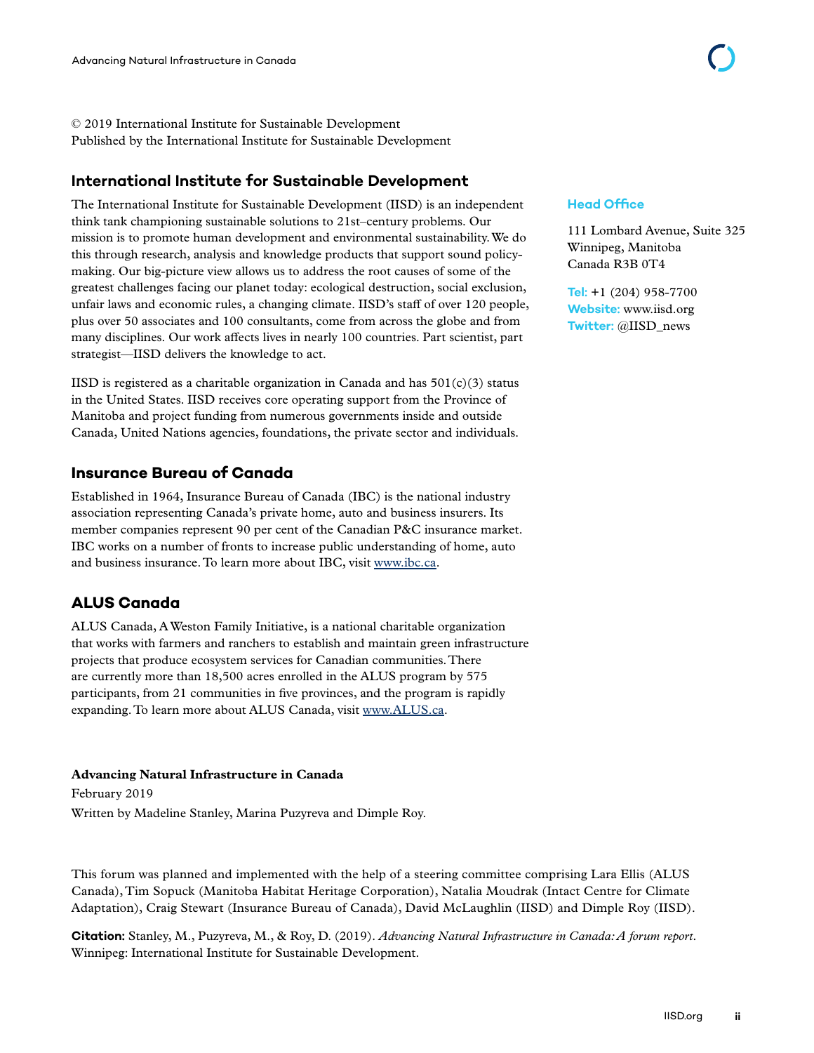© 2019 International Institute for Sustainable Development
Published by the International Institute for Sustainable Development

## International Institute for Sustainable Development

The International Institute for Sustainable Development (IISD) is an independent think tank championing sustainable solutions to 21st–century problems. Our mission is to promote human development and environmental sustainability. We do this through research, analysis and knowledge products that support sound policy-making. Our big-picture view allows us to address the root causes of some of the greatest challenges facing our planet today: ecological destruction, social exclusion, unfair laws and economic rules, a changing climate. IISD's staff of over 120 people, plus over 50 associates and 100 consultants, come from across the globe and from many disciplines. Our work affects lives in nearly 100 countries. Part scientist, part strategist—IISD delivers the knowledge to act.

IISD is registered as a charitable organization in Canada and has 501(c)(3) status in the United States. IISD receives core operating support from the Province of Manitoba and project funding from numerous governments inside and outside Canada, United Nations agencies, foundations, the private sector and individuals.

**Head Office**

111 Lombard Avenue, Suite 325
Winnipeg, Manitoba
Canada R3B 0T4

**Tel:** +1 (204) 958-7700
**Website:** www.iisd.org
**Twitter:** @IISD_news

## Insurance Bureau of Canada

Established in 1964, Insurance Bureau of Canada (IBC) is the national industry association representing Canada's private home, auto and business insurers. Its member companies represent 90 per cent of the Canadian P&C insurance market. IBC works on a number of fronts to increase public understanding of home, auto and business insurance. To learn more about IBC, visit www.ibc.ca.

## ALUS Canada

ALUS Canada, A Weston Family Initiative, is a national charitable organization that works with farmers and ranchers to establish and maintain green infrastructure projects that produce ecosystem services for Canadian communities. There are currently more than 18,500 acres enrolled in the ALUS program by 575 participants, from 21 communities in five provinces, and the program is rapidly expanding. To learn more about ALUS Canada, visit www.ALUS.ca.

**Advancing Natural Infrastructure in Canada**
February 2019
Written by Madeline Stanley, Marina Puzyreva and Dimple Roy.

This forum was planned and implemented with the help of a steering committee comprising Lara Ellis (ALUS Canada), Tim Sopuck (Manitoba Habitat Heritage Corporation), Natalia Moudrak (Intact Centre for Climate Adaptation), Craig Stewart (Insurance Bureau of Canada), David McLaughlin (IISD) and Dimple Roy (IISD).

**Citation:** Stanley, M., Puzyreva, M., & Roy, D. (2019). *Advancing Natural Infrastructure in Canada: A forum report*. Winnipeg: International Institute for Sustainable Development.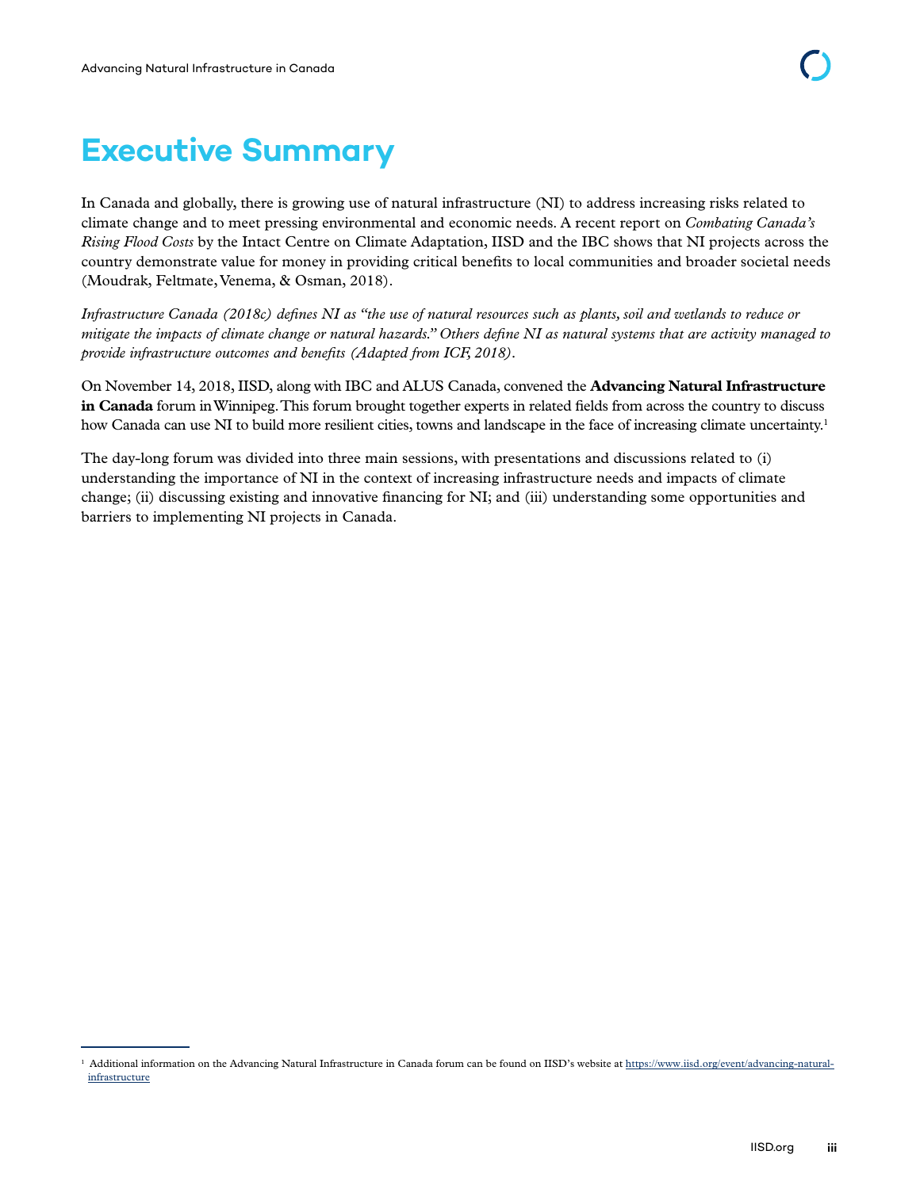# Executive Summary

In Canada and globally, there is growing use of natural infrastructure (NI) to address increasing risks related to climate change and to meet pressing environmental and economic needs. A recent report on *Combating Canada's Rising Flood Costs* by the Intact Centre on Climate Adaptation, IISD and the IBC shows that NI projects across the country demonstrate value for money in providing critical benefits to local communities and broader societal needs (Moudrak, Feltmate, Venema, & Osman, 2018).

*Infrastructure Canada (2018c) defines NI as "the use of natural resources such as plants, soil and wetlands to reduce or mitigate the impacts of climate change or natural hazards." Others define NI as natural systems that are activity managed to provide infrastructure outcomes and benefits (Adapted from ICF, 2018).*

On November 14, 2018, IISD, along with IBC and ALUS Canada, convened the **Advancing Natural Infrastructure in Canada** forum in Winnipeg. This forum brought together experts in related fields from across the country to discuss how Canada can use NI to build more resilient cities, towns and landscape in the face of increasing climate uncertainty.[1]

The day-long forum was divided into three main sessions, with presentations and discussions related to (i) understanding the importance of NI in the context of increasing infrastructure needs and impacts of climate change; (ii) discussing existing and innovative financing for NI; and (iii) understanding some opportunities and barriers to implementing NI projects in Canada.

---

[1] Additional information on the Advancing Natural Infrastructure in Canada forum can be found on IISD's website at https://www.iisd.org/event/advancing-natural-infrastructure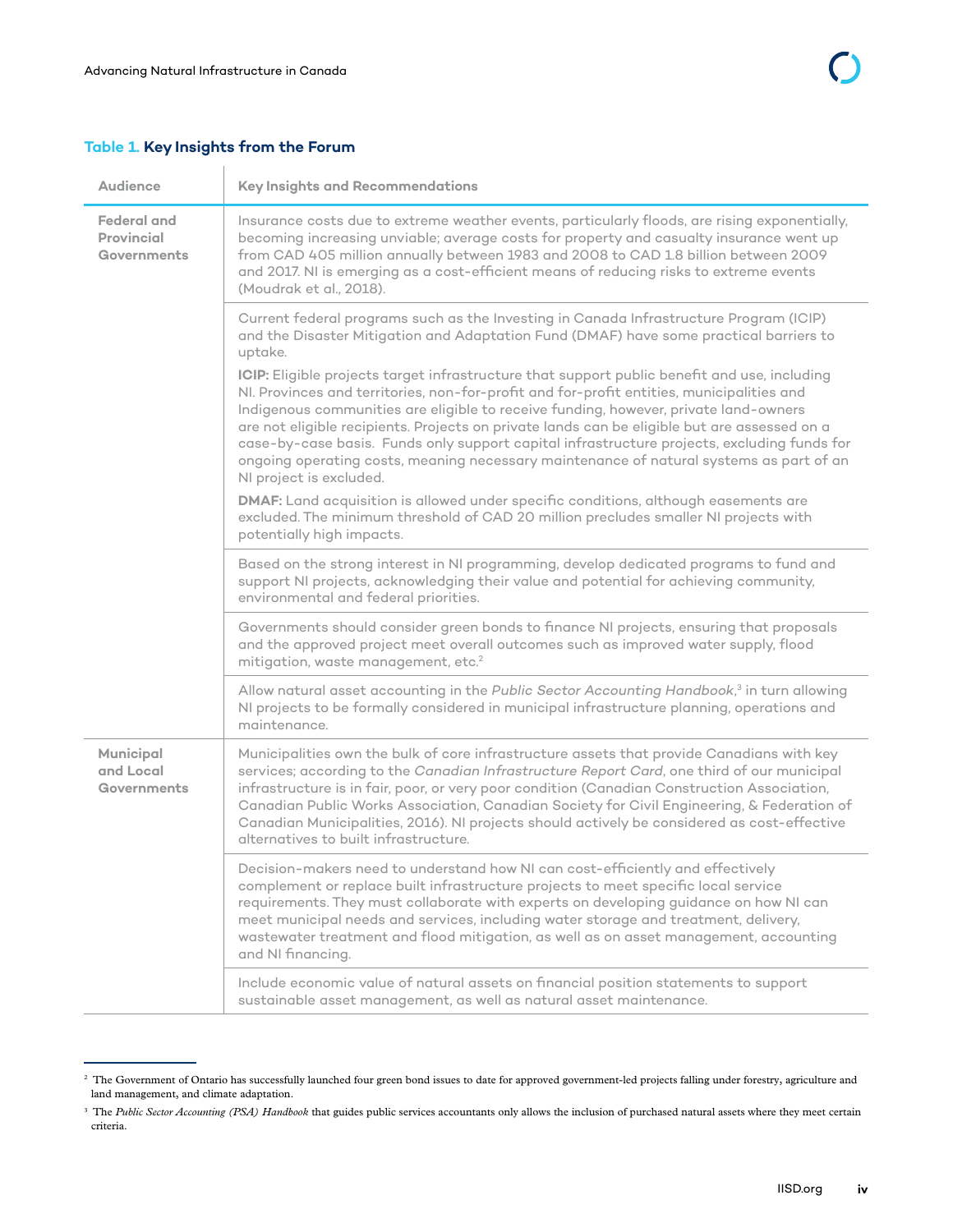**Table 1. Key Insights from the Forum**

| Audience | Key Insights and Recommendations |
|---|---|
| **Federal and Provincial Governments** | Insurance costs due to extreme weather events, particularly floods, are rising exponentially, becoming increasing unviable; average costs for property and casualty insurance went up from CAD 405 million annually between 1983 and 2008 to CAD 1.8 billion between 2009 and 2017. NI is emerging as a cost-efficient means of reducing risks to extreme events (Moudrak et al., 2018). |
| | Current federal programs such as the Investing in Canada Infrastructure Program (ICIP) and the Disaster Mitigation and Adaptation Fund (DMAF) have some practical barriers to uptake. **ICIP:** Eligible projects target infrastructure that support public benefit and use, including NI. Provinces and territories, non-for-profit and for-profit entities, municipalities and Indigenous communities are eligible to receive funding, however, private land-owners are not eligible recipients. Projects on private lands can be eligible but are assessed on a case-by-case basis. Funds only support capital infrastructure projects, excluding funds for ongoing operating costs, meaning necessary maintenance of natural systems as part of an NI project is excluded. **DMAF:** Land acquisition is allowed under specific conditions, although easements are excluded. The minimum threshold of CAD 20 million precludes smaller NI projects with potentially high impacts. |
| | Based on the strong interest in NI programming, develop dedicated programs to fund and support NI projects, acknowledging their value and potential for achieving community, environmental and federal priorities. |
| | Governments should consider green bonds to finance NI projects, ensuring that proposals and the approved project meet overall outcomes such as improved water supply, flood mitigation, waste management, etc.[2] |
| | Allow natural asset accounting in the *Public Sector Accounting Handbook*,[3] in turn allowing NI projects to be formally considered in municipal infrastructure planning, operations and maintenance. |
| **Municipal and Local Governments** | Municipalities own the bulk of core infrastructure assets that provide Canadians with key services; according to the *Canadian Infrastructure Report Card*, one third of our municipal infrastructure is in fair, poor, or very poor condition (Canadian Construction Association, Canadian Public Works Association, Canadian Society for Civil Engineering, & Federation of Canadian Municipalities, 2016). NI projects should actively be considered as cost-effective alternatives to built infrastructure. |
| | Decision-makers need to understand how NI can cost-efficiently and effectively complement or replace built infrastructure projects to meet specific local service requirements. They must collaborate with experts on developing guidance on how NI can meet municipal needs and services, including water storage and treatment, delivery, wastewater treatment and flood mitigation, as well as on asset management, accounting and NI financing. |
| | Include economic value of natural assets on financial position statements to support sustainable asset management, as well as natural asset maintenance. |

[2] The Government of Ontario has successfully launched four green bond issues to date for approved government-led projects falling under forestry, agriculture and land management, and climate adaptation.

[3] The *Public Sector Accounting (PSA) Handbook* that guides public services accountants only allows the inclusion of purchased natural assets where they meet certain criteria.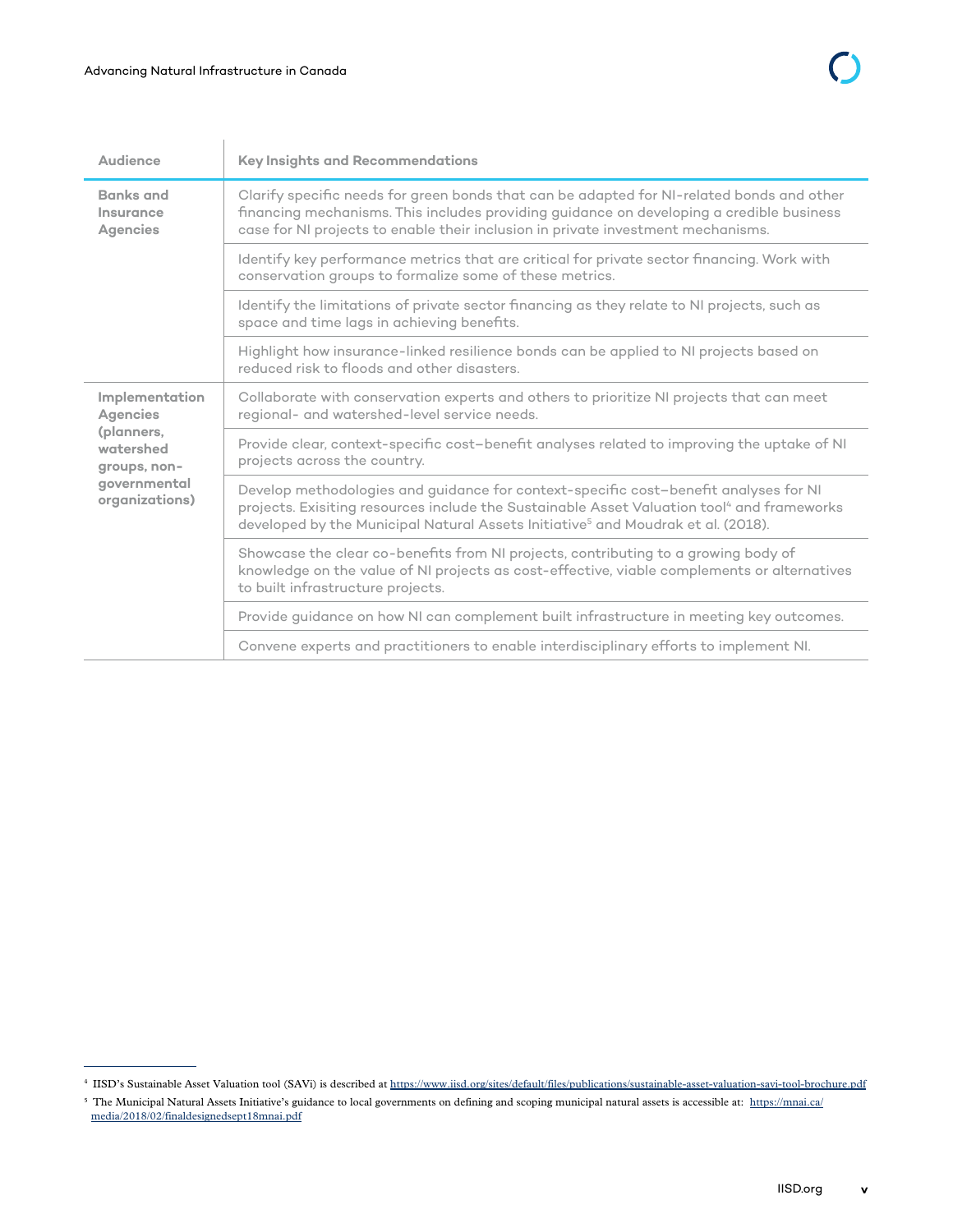| Audience | Key Insights and Recommendations |
|---|---|
| **Banks and Insurance Agencies** | Clarify specific needs for green bonds that can be adapted for NI-related bonds and other financing mechanisms. This includes providing guidance on developing a credible business case for NI projects to enable their inclusion in private investment mechanisms. |
| | Identify key performance metrics that are critical for private sector financing. Work with conservation groups to formalize some of these metrics. |
| | Identify the limitations of private sector financing as they relate to NI projects, such as space and time lags in achieving benefits. |
| | Highlight how insurance-linked resilience bonds can be applied to NI projects based on reduced risk to floods and other disasters. |
| **Implementation Agencies (planners, watershed groups, non-governmental organizations)** | Collaborate with conservation experts and others to prioritize NI projects that can meet regional- and watershed-level service needs. |
| | Provide clear, context-specific cost–benefit analyses related to improving the uptake of NI projects across the country. |
| | Develop methodologies and guidance for context-specific cost–benefit analyses for NI projects. Exisiting resources include the Sustainable Asset Valuation tool[4] and frameworks developed by the Municipal Natural Assets Initiative[5] and Moudrak et al. (2018). |
| | Showcase the clear co-benefits from NI projects, contributing to a growing body of knowledge on the value of NI projects as cost-effective, viable complements or alternatives to built infrastructure projects. |
| | Provide guidance on how NI can complement built infrastructure in meeting key outcomes. |
| | Convene experts and practitioners to enable interdisciplinary efforts to implement NI. |

[4] IISD's Sustainable Asset Valuation tool (SAVi) is described at https://www.iisd.org/sites/default/files/publications/sustainable-asset-valuation-savi-tool-brochure.pdf

[5] The Municipal Natural Assets Initiative's guidance to local governments on defining and scoping municipal natural assets is accessible at: https://mnai.ca/media/2018/02/finaldesignedsept18mnai.pdf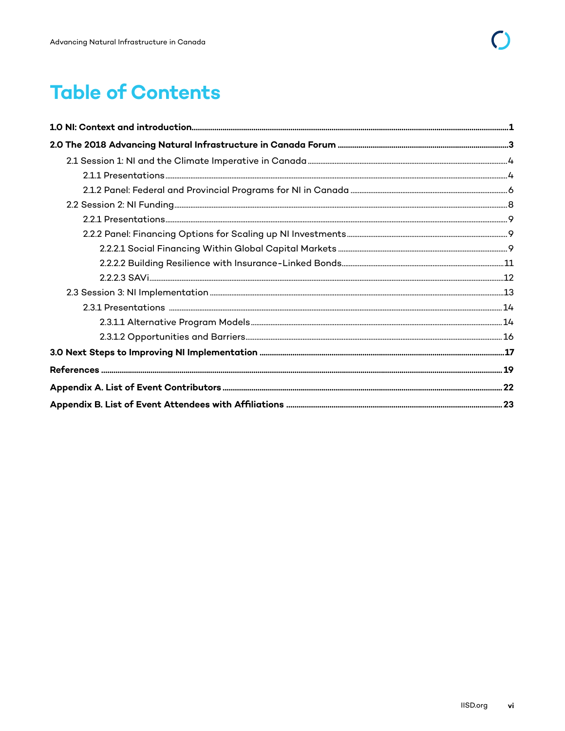# Table of Contents

**1.0 NI: Context and introduction** ........ **1**

**2.0 The 2018 Advancing Natural Infrastructure in Canada Forum** ........ **3**

- 2.1 Session 1: NI and the Climate Imperative in Canada ........ 4
  - 2.1.1 Presentations ........ 4
  - 2.1.2 Panel: Federal and Provincial Programs for NI in Canada ........ 6
- 2.2 Session 2: NI Funding ........ 8
  - 2.2.1 Presentations ........ 9
  - 2.2.2 Panel: Financing Options for Scaling up NI Investments ........ 9
    - 2.2.2.1 Social Financing Within Global Capital Markets ........ 9
    - 2.2.2.2 Building Resilience with Insurance-Linked Bonds ........ 11
    - 2.2.2.3 SAVi ........ 12
- 2.3 Session 3: NI Implementation ........ 13
  - 2.3.1 Presentations ........ 14
    - 2.3.1.1 Alternative Program Models ........ 14
    - 2.3.1.2 Opportunities and Barriers ........ 16

**3.0 Next Steps to Improving NI Implementation** ........ **17**

**References** ........ **19**

**Appendix A. List of Event Contributors** ........ **22**

**Appendix B. List of Event Attendees with Affiliations** ........ **23**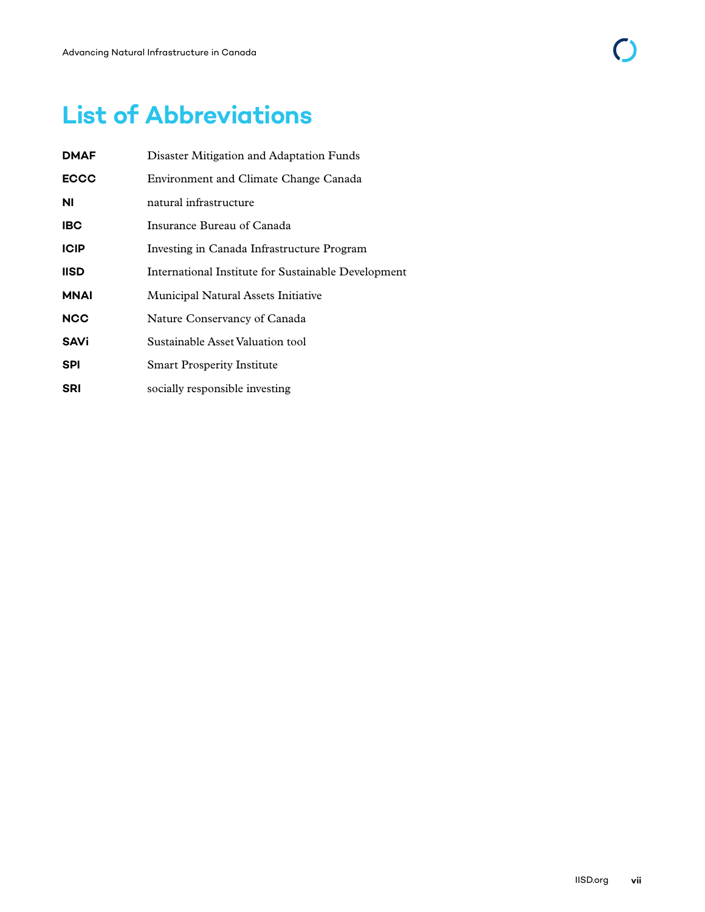# List of Abbreviations

| | |
|---|---|
| **DMAF** | Disaster Mitigation and Adaptation Funds |
| **ECCC** | Environment and Climate Change Canada |
| **NI** | natural infrastructure |
| **IBC** | Insurance Bureau of Canada |
| **ICIP** | Investing in Canada Infrastructure Program |
| **IISD** | International Institute for Sustainable Development |
| **MNAI** | Municipal Natural Assets Initiative |
| **NCC** | Nature Conservancy of Canada |
| **SAVi** | Sustainable Asset Valuation tool |
| **SPI** | Smart Prosperity Institute |
| **SRI** | socially responsible investing |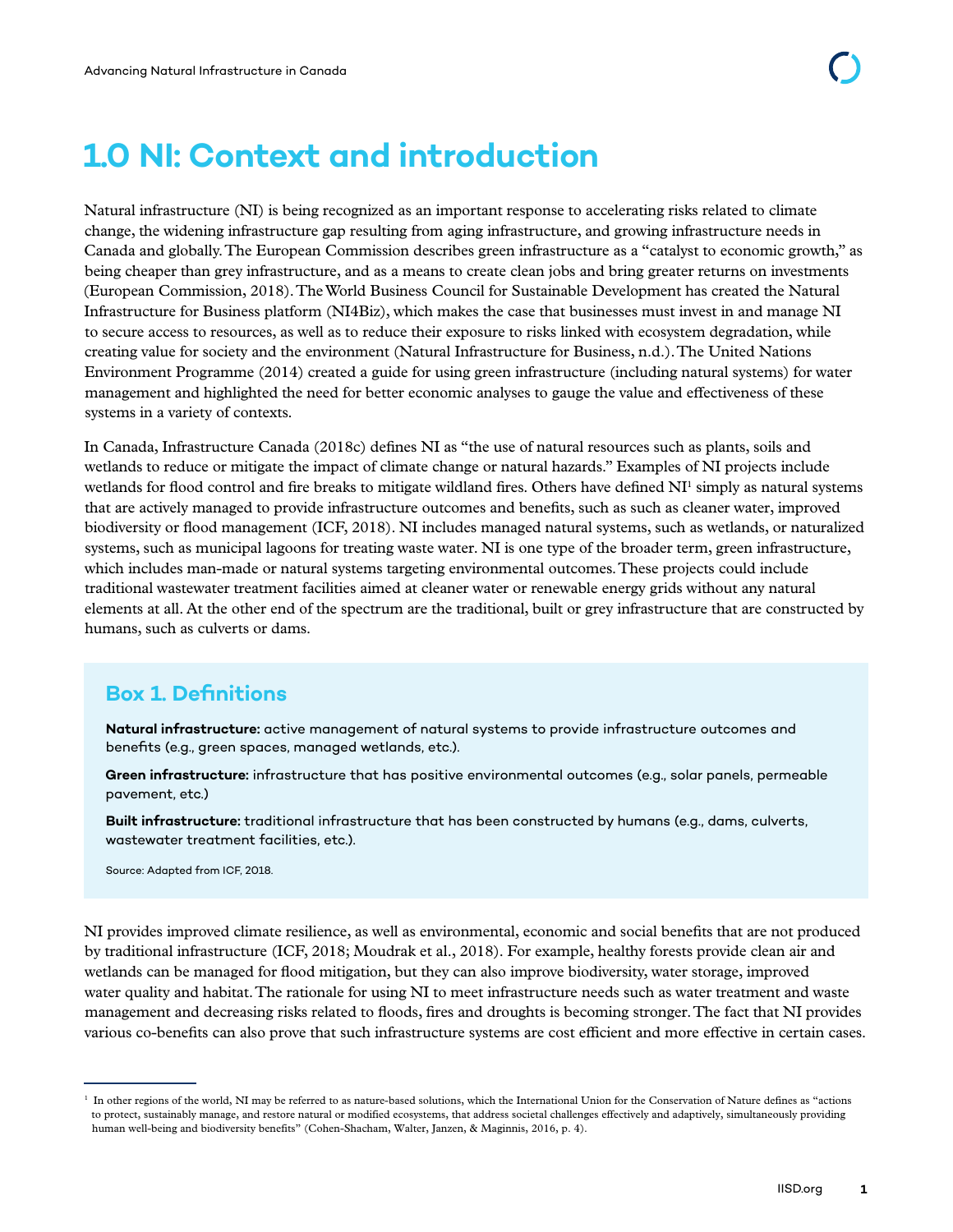# 1.0 NI: Context and introduction

Natural infrastructure (NI) is being recognized as an important response to accelerating risks related to climate change, the widening infrastructure gap resulting from aging infrastructure, and growing infrastructure needs in Canada and globally. The European Commission describes green infrastructure as a "catalyst to economic growth," as being cheaper than grey infrastructure, and as a means to create clean jobs and bring greater returns on investments (European Commission, 2018). The World Business Council for Sustainable Development has created the Natural Infrastructure for Business platform (NI4Biz), which makes the case that businesses must invest in and manage NI to secure access to resources, as well as to reduce their exposure to risks linked with ecosystem degradation, while creating value for society and the environment (Natural Infrastructure for Business, n.d.). The United Nations Environment Programme (2014) created a guide for using green infrastructure (including natural systems) for water management and highlighted the need for better economic analyses to gauge the value and effectiveness of these systems in a variety of contexts.

In Canada, Infrastructure Canada (2018c) defines NI as "the use of natural resources such as plants, soils and wetlands to reduce or mitigate the impact of climate change or natural hazards." Examples of NI projects include wetlands for flood control and fire breaks to mitigate wildland fires. Others have defined NI[1] simply as natural systems that are actively managed to provide infrastructure outcomes and benefits, such as such as cleaner water, improved biodiversity or flood management (ICF, 2018). NI includes managed natural systems, such as wetlands, or naturalized systems, such as municipal lagoons for treating waste water. NI is one type of the broader term, green infrastructure, which includes man-made or natural systems targeting environmental outcomes. These projects could include traditional wastewater treatment facilities aimed at cleaner water or renewable energy grids without any natural elements at all. At the other end of the spectrum are the traditional, built or grey infrastructure that are constructed by humans, such as culverts or dams.

## Box 1. Definitions

**Natural infrastructure:** active management of natural systems to provide infrastructure outcomes and benefits (e.g., green spaces, managed wetlands, etc.).

**Green infrastructure:** infrastructure that has positive environmental outcomes (e.g., solar panels, permeable pavement, etc.)

**Built infrastructure:** traditional infrastructure that has been constructed by humans (e.g., dams, culverts, wastewater treatment facilities, etc.).

Source: Adapted from ICF, 2018.

NI provides improved climate resilience, as well as environmental, economic and social benefits that are not produced by traditional infrastructure (ICF, 2018; Moudrak et al., 2018). For example, healthy forests provide clean air and wetlands can be managed for flood mitigation, but they can also improve biodiversity, water storage, improved water quality and habitat. The rationale for using NI to meet infrastructure needs such as water treatment and waste management and decreasing risks related to floods, fires and droughts is becoming stronger. The fact that NI provides various co-benefits can also prove that such infrastructure systems are cost efficient and more effective in certain cases.

[1] In other regions of the world, NI may be referred to as nature-based solutions, which the International Union for the Conservation of Nature defines as "actions to protect, sustainably manage, and restore natural or modified ecosystems, that address societal challenges effectively and adaptively, simultaneously providing human well-being and biodiversity benefits" (Cohen-Shacham, Walter, Janzen, & Maginnis, 2016, p. 4).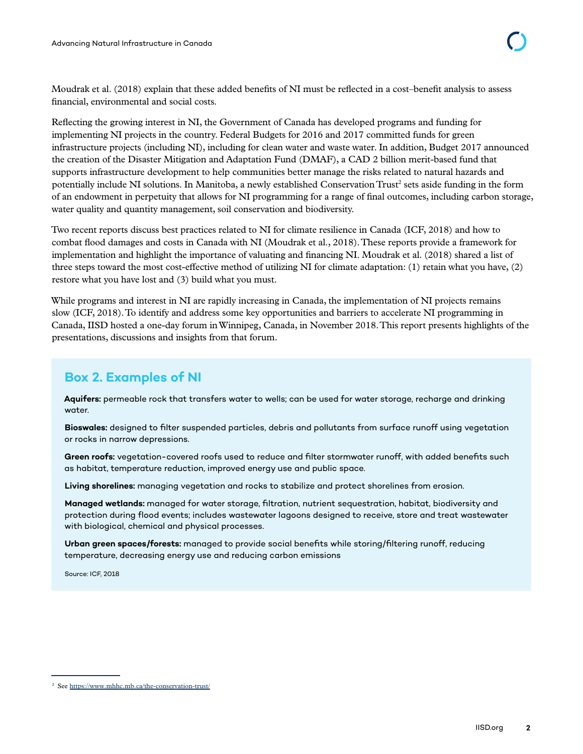Moudrak et al. (2018) explain that these added benefits of NI must be reflected in a cost–benefit analysis to assess financial, environmental and social costs.

Reflecting the growing interest in NI, the Government of Canada has developed programs and funding for implementing NI projects in the country. Federal Budgets for 2016 and 2017 committed funds for green infrastructure projects (including NI), including for clean water and waste water. In addition, Budget 2017 announced the creation of the Disaster Mitigation and Adaptation Fund (DMAF), a CAD 2 billion merit-based fund that supports infrastructure development to help communities better manage the risks related to natural hazards and potentially include NI solutions. In Manitoba, a newly established Conservation Trust[2] sets aside funding in the form of an endowment in perpetuity that allows for NI programming for a range of final outcomes, including carbon storage, water quality and quantity management, soil conservation and biodiversity.

Two recent reports discuss best practices related to NI for climate resilience in Canada (ICF, 2018) and how to combat flood damages and costs in Canada with NI (Moudrak et al., 2018). These reports provide a framework for implementation and highlight the importance of valuating and financing NI. Moudrak et al. (2018) shared a list of three steps toward the most cost-effective method of utilizing NI for climate adaptation: (1) retain what you have, (2) restore what you have lost and (3) build what you must.

While programs and interest in NI are rapidly increasing in Canada, the implementation of NI projects remains slow (ICF, 2018). To identify and address some key opportunities and barriers to accelerate NI programming in Canada, IISD hosted a one-day forum in Winnipeg, Canada, in November 2018. This report presents highlights of the presentations, discussions and insights from that forum.

## Box 2. Examples of NI

**Aquifers:** permeable rock that transfers water to wells; can be used for water storage, recharge and drinking water.

**Bioswales:** designed to filter suspended particles, debris and pollutants from surface runoff using vegetation or rocks in narrow depressions.

**Green roofs:** vegetation-covered roofs used to reduce and filter stormwater runoff, with added benefits such as habitat, temperature reduction, improved energy use and public space.

**Living shorelines:** managing vegetation and rocks to stabilize and protect shorelines from erosion.

**Managed wetlands:** managed for water storage, filtration, nutrient sequestration, habitat, biodiversity and protection during flood events; includes wastewater lagoons designed to receive, store and treat wastewater with biological, chemical and physical processes.

**Urban green spaces/forests:** managed to provide social benefits while storing/filtering runoff, reducing temperature, decreasing energy use and reducing carbon emissions

Source: ICF, 2018

[2] See https://www.mhhc.mb.ca/the-conservation-trust/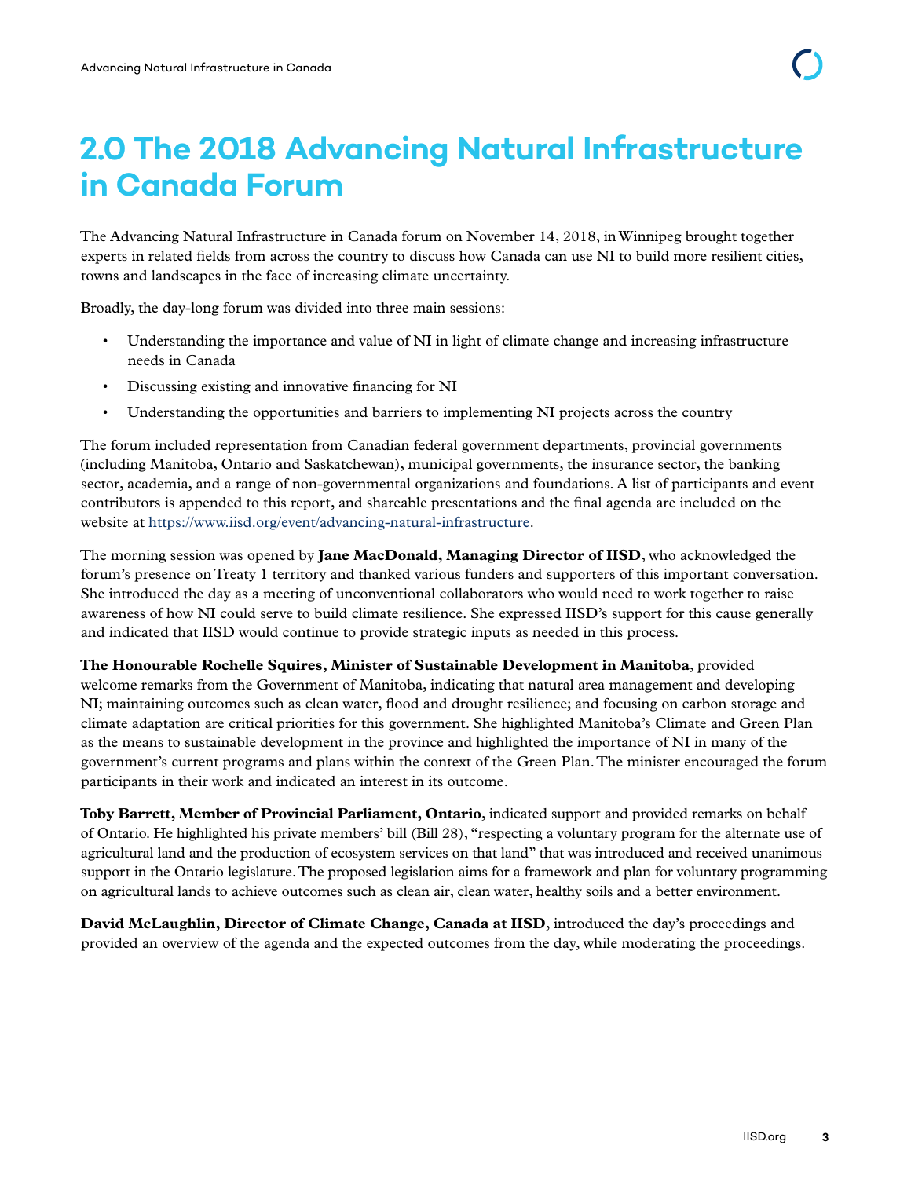# 2.0 The 2018 Advancing Natural Infrastructure in Canada Forum

The Advancing Natural Infrastructure in Canada forum on November 14, 2018, in Winnipeg brought together experts in related fields from across the country to discuss how Canada can use NI to build more resilient cities, towns and landscapes in the face of increasing climate uncertainty.

Broadly, the day-long forum was divided into three main sessions:

- Understanding the importance and value of NI in light of climate change and increasing infrastructure needs in Canada
- Discussing existing and innovative financing for NI
- Understanding the opportunities and barriers to implementing NI projects across the country

The forum included representation from Canadian federal government departments, provincial governments (including Manitoba, Ontario and Saskatchewan), municipal governments, the insurance sector, the banking sector, academia, and a range of non-governmental organizations and foundations. A list of participants and event contributors is appended to this report, and shareable presentations and the final agenda are included on the website at https://www.iisd.org/event/advancing-natural-infrastructure.

The morning session was opened by **Jane MacDonald, Managing Director of IISD**, who acknowledged the forum's presence on Treaty 1 territory and thanked various funders and supporters of this important conversation. She introduced the day as a meeting of unconventional collaborators who would need to work together to raise awareness of how NI could serve to build climate resilience. She expressed IISD's support for this cause generally and indicated that IISD would continue to provide strategic inputs as needed in this process.

**The Honourable Rochelle Squires, Minister of Sustainable Development in Manitoba**, provided welcome remarks from the Government of Manitoba, indicating that natural area management and developing NI; maintaining outcomes such as clean water, flood and drought resilience; and focusing on carbon storage and climate adaptation are critical priorities for this government. She highlighted Manitoba's Climate and Green Plan as the means to sustainable development in the province and highlighted the importance of NI in many of the government's current programs and plans within the context of the Green Plan. The minister encouraged the forum participants in their work and indicated an interest in its outcome.

**Toby Barrett, Member of Provincial Parliament, Ontario**, indicated support and provided remarks on behalf of Ontario. He highlighted his private members' bill (Bill 28), "respecting a voluntary program for the alternate use of agricultural land and the production of ecosystem services on that land" that was introduced and received unanimous support in the Ontario legislature. The proposed legislation aims for a framework and plan for voluntary programming on agricultural lands to achieve outcomes such as clean air, clean water, healthy soils and a better environment.

**David McLaughlin, Director of Climate Change, Canada at IISD**, introduced the day's proceedings and provided an overview of the agenda and the expected outcomes from the day, while moderating the proceedings.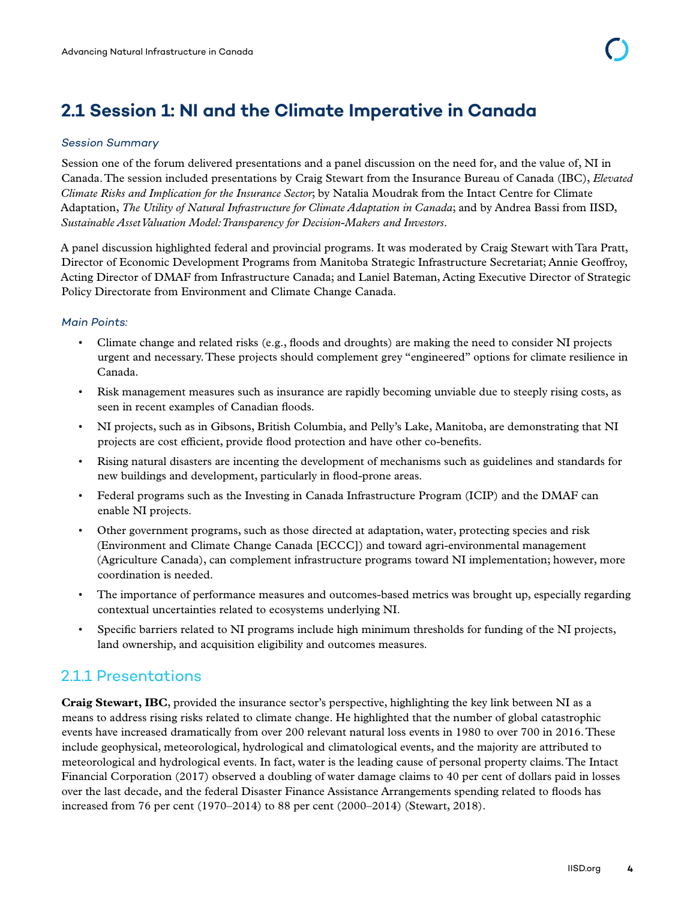## 2.1 Session 1: NI and the Climate Imperative in Canada

*Session Summary*

Session one of the forum delivered presentations and a panel discussion on the need for, and the value of, NI in Canada. The session included presentations by Craig Stewart from the Insurance Bureau of Canada (IBC), *Elevated Climate Risks and Implication for the Insurance Sector*; by Natalia Moudrak from the Intact Centre for Climate Adaptation, *The Utility of Natural Infrastructure for Climate Adaptation in Canada*; and by Andrea Bassi from IISD, *Sustainable Asset Valuation Model: Transparency for Decision-Makers and Investors*.

A panel discussion highlighted federal and provincial programs. It was moderated by Craig Stewart with Tara Pratt, Director of Economic Development Programs from Manitoba Strategic Infrastructure Secretariat; Annie Geoffroy, Acting Director of DMAF from Infrastructure Canada; and Laniel Bateman, Acting Executive Director of Strategic Policy Directorate from Environment and Climate Change Canada.

*Main Points:*

- Climate change and related risks (e.g., floods and droughts) are making the need to consider NI projects urgent and necessary. These projects should complement grey "engineered" options for climate resilience in Canada.
- Risk management measures such as insurance are rapidly becoming unviable due to steeply rising costs, as seen in recent examples of Canadian floods.
- NI projects, such as in Gibsons, British Columbia, and Pelly's Lake, Manitoba, are demonstrating that NI projects are cost efficient, provide flood protection and have other co-benefits.
- Rising natural disasters are incenting the development of mechanisms such as guidelines and standards for new buildings and development, particularly in flood-prone areas.
- Federal programs such as the Investing in Canada Infrastructure Program (ICIP) and the DMAF can enable NI projects.
- Other government programs, such as those directed at adaptation, water, protecting species and risk (Environment and Climate Change Canada [ECCC]) and toward agri-environmental management (Agriculture Canada), can complement infrastructure programs toward NI implementation; however, more coordination is needed.
- The importance of performance measures and outcomes-based metrics was brought up, especially regarding contextual uncertainties related to ecosystems underlying NI.
- Specific barriers related to NI programs include high minimum thresholds for funding of the NI projects, land ownership, and acquisition eligibility and outcomes measures.

### 2.1.1 Presentations

**Craig Stewart, IBC**, provided the insurance sector's perspective, highlighting the key link between NI as a means to address rising risks related to climate change. He highlighted that the number of global catastrophic events have increased dramatically from over 200 relevant natural loss events in 1980 to over 700 in 2016. These include geophysical, meteorological, hydrological and climatological events, and the majority are attributed to meteorological and hydrological events. In fact, water is the leading cause of personal property claims. The Intact Financial Corporation (2017) observed a doubling of water damage claims to 40 per cent of dollars paid in losses over the last decade, and the federal Disaster Finance Assistance Arrangements spending related to floods has increased from 76 per cent (1970–2014) to 88 per cent (2000–2014) (Stewart, 2018).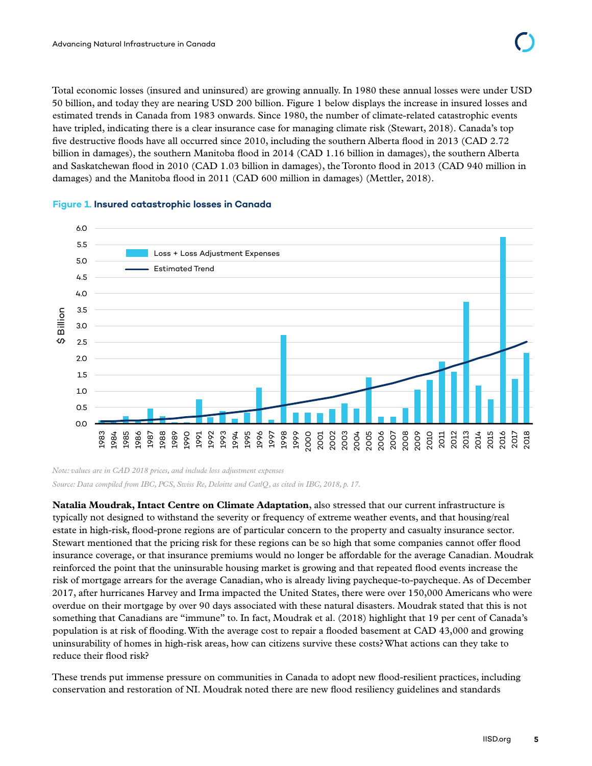Total economic losses (insured and uninsured) are growing annually. In 1980 these annual losses were under USD 50 billion, and today they are nearing USD 200 billion. Figure 1 below displays the increase in insured losses and estimated trends in Canada from 1983 onwards. Since 1980, the number of climate-related catastrophic events have tripled, indicating there is a clear insurance case for managing climate risk (Stewart, 2018). Canada's top five destructive floods have all occurred since 2010, including the southern Alberta flood in 2013 (CAD 2.72 billion in damages), the southern Manitoba flood in 2014 (CAD 1.16 billion in damages), the southern Alberta and Saskatchewan flood in 2010 (CAD 1.03 billion in damages), the Toronto flood in 2013 (CAD 940 million in damages) and the Manitoba flood in 2011 (CAD 600 million in damages) (Mettler, 2018).

**Figure 1. Insured catastrophic losses in Canada**

*Note: values are in CAD 2018 prices, and include loss adjustment expenses*

*Source: Data compiled from IBC, PCS, Swiss Re, Deloitte and CatIQ, as cited in IBC, 2018, p. 17.*

**Natalia Moudrak, Intact Centre on Climate Adaptation**, also stressed that our current infrastructure is typically not designed to withstand the severity or frequency of extreme weather events, and that housing/real estate in high-risk, flood-prone regions are of particular concern to the property and casualty insurance sector. Stewart mentioned that the pricing risk for these regions can be so high that some companies cannot offer flood insurance coverage, or that insurance premiums would no longer be affordable for the average Canadian. Moudrak reinforced the point that the uninsurable housing market is growing and that repeated flood events increase the risk of mortgage arrears for the average Canadian, who is already living paycheque-to-paycheque. As of December 2017, after hurricanes Harvey and Irma impacted the United States, there were over 150,000 Americans who were overdue on their mortgage by over 90 days associated with these natural disasters. Moudrak stated that this is not something that Canadians are "immune" to. In fact, Moudrak et al. (2018) highlight that 19 per cent of Canada's population is at risk of flooding. With the average cost to repair a flooded basement at CAD 43,000 and growing uninsurability of homes in high-risk areas, how can citizens survive these costs? What actions can they take to reduce their flood risk?

These trends put immense pressure on communities in Canada to adopt new flood-resilient practices, including conservation and restoration of NI. Moudrak noted there are new flood resiliency guidelines and standards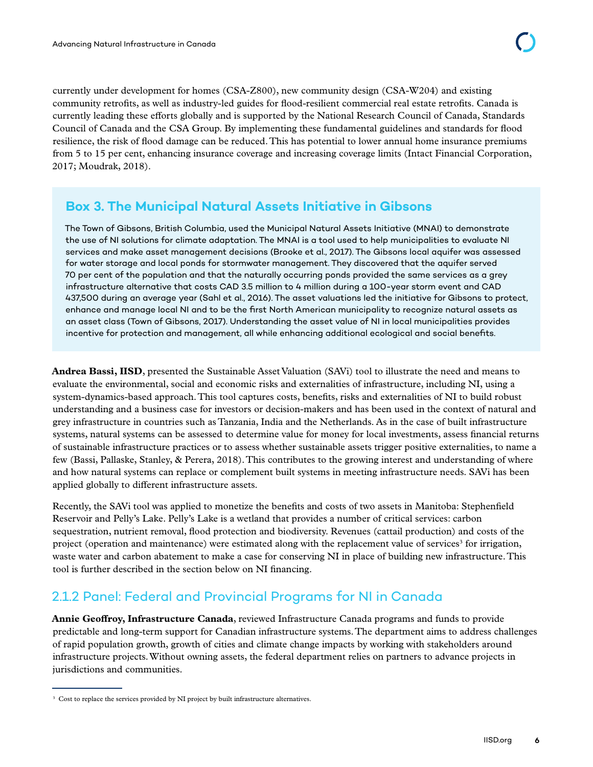currently under development for homes (CSA-Z800), new community design (CSA-W204) and existing community retrofits, as well as industry-led guides for flood-resilient commercial real estate retrofits. Canada is currently leading these efforts globally and is supported by the National Research Council of Canada, Standards Council of Canada and the CSA Group. By implementing these fundamental guidelines and standards for flood resilience, the risk of flood damage can be reduced. This has potential to lower annual home insurance premiums from 5 to 15 per cent, enhancing insurance coverage and increasing coverage limits (Intact Financial Corporation, 2017; Moudrak, 2018).

### Box 3. The Municipal Natural Assets Initiative in Gibsons

The Town of Gibsons, British Columbia, used the Municipal Natural Assets Initiative (MNAI) to demonstrate the use of NI solutions for climate adaptation. The MNAI is a tool used to help municipalities to evaluate NI services and make asset management decisions (Brooke et al., 2017). The Gibsons local aquifer was assessed for water storage and local ponds for stormwater management. They discovered that the aquifer served 70 per cent of the population and that the naturally occurring ponds provided the same services as a grey infrastructure alternative that costs CAD 3.5 million to 4 million during a 100-year storm event and CAD 437,500 during an average year (Sahl et al., 2016). The asset valuations led the initiative for Gibsons to protect, enhance and manage local NI and to be the first North American municipality to recognize natural assets as an asset class (Town of Gibsons, 2017). Understanding the asset value of NI in local municipalities provides incentive for protection and management, all while enhancing additional ecological and social benefits.

**Andrea Bassi, IISD**, presented the Sustainable Asset Valuation (SAVi) tool to illustrate the need and means to evaluate the environmental, social and economic risks and externalities of infrastructure, including NI, using a system-dynamics-based approach. This tool captures costs, benefits, risks and externalities of NI to build robust understanding and a business case for investors or decision-makers and has been used in the context of natural and grey infrastructure in countries such as Tanzania, India and the Netherlands. As in the case of built infrastructure systems, natural systems can be assessed to determine value for money for local investments, assess financial returns of sustainable infrastructure practices or to assess whether sustainable assets trigger positive externalities, to name a few (Bassi, Pallaske, Stanley, & Perera, 2018). This contributes to the growing interest and understanding of where and how natural systems can replace or complement built systems in meeting infrastructure needs. SAVi has been applied globally to different infrastructure assets.

Recently, the SAVi tool was applied to monetize the benefits and costs of two assets in Manitoba: Stephenfield Reservoir and Pelly's Lake. Pelly's Lake is a wetland that provides a number of critical services: carbon sequestration, nutrient removal, flood protection and biodiversity. Revenues (cattail production) and costs of the project (operation and maintenance) were estimated along with the replacement value of services[3] for irrigation, waste water and carbon abatement to make a case for conserving NI in place of building new infrastructure. This tool is further described in the section below on NI financing.

## 2.1.2 Panel: Federal and Provincial Programs for NI in Canada

**Annie Geoffroy, Infrastructure Canada**, reviewed Infrastructure Canada programs and funds to provide predictable and long-term support for Canadian infrastructure systems. The department aims to address challenges of rapid population growth, growth of cities and climate change impacts by working with stakeholders around infrastructure projects. Without owning assets, the federal department relies on partners to advance projects in jurisdictions and communities.

[3] Cost to replace the services provided by NI project by built infrastructure alternatives.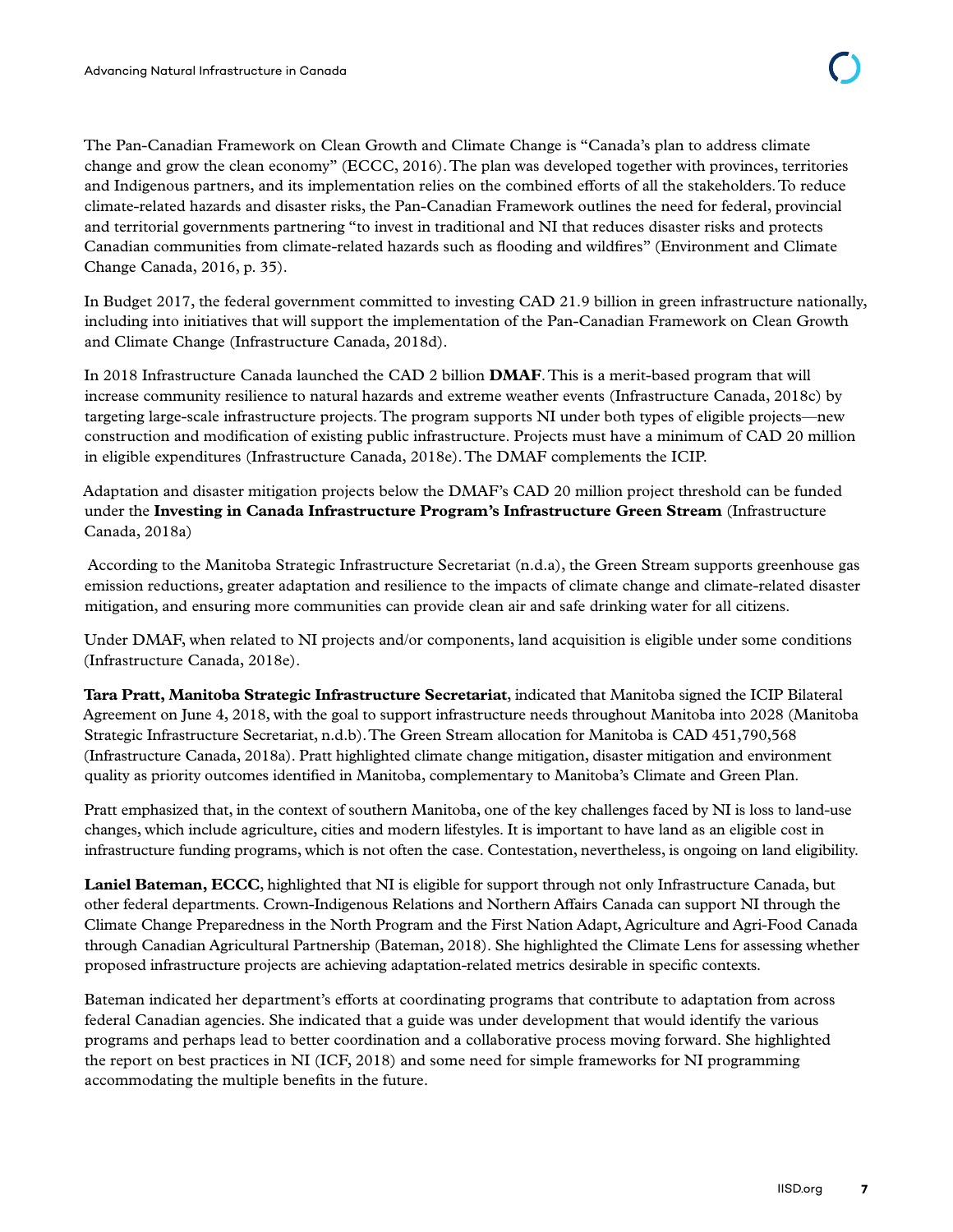The Pan-Canadian Framework on Clean Growth and Climate Change is "Canada's plan to address climate change and grow the clean economy" (ECCC, 2016). The plan was developed together with provinces, territories and Indigenous partners, and its implementation relies on the combined efforts of all the stakeholders. To reduce climate-related hazards and disaster risks, the Pan-Canadian Framework outlines the need for federal, provincial and territorial governments partnering "to invest in traditional and NI that reduces disaster risks and protects Canadian communities from climate-related hazards such as flooding and wildfires" (Environment and Climate Change Canada, 2016, p. 35).

In Budget 2017, the federal government committed to investing CAD 21.9 billion in green infrastructure nationally, including into initiatives that will support the implementation of the Pan-Canadian Framework on Clean Growth and Climate Change (Infrastructure Canada, 2018d).

In 2018 Infrastructure Canada launched the CAD 2 billion **DMAF**. This is a merit-based program that will increase community resilience to natural hazards and extreme weather events (Infrastructure Canada, 2018c) by targeting large-scale infrastructure projects. The program supports NI under both types of eligible projects—new construction and modification of existing public infrastructure. Projects must have a minimum of CAD 20 million in eligible expenditures (Infrastructure Canada, 2018e). The DMAF complements the ICIP.

Adaptation and disaster mitigation projects below the DMAF's CAD 20 million project threshold can be funded under the **Investing in Canada Infrastructure Program's Infrastructure Green Stream** (Infrastructure Canada, 2018a)

According to the Manitoba Strategic Infrastructure Secretariat (n.d.a), the Green Stream supports greenhouse gas emission reductions, greater adaptation and resilience to the impacts of climate change and climate-related disaster mitigation, and ensuring more communities can provide clean air and safe drinking water for all citizens.

Under DMAF, when related to NI projects and/or components, land acquisition is eligible under some conditions (Infrastructure Canada, 2018e).

**Tara Pratt, Manitoba Strategic Infrastructure Secretariat**, indicated that Manitoba signed the ICIP Bilateral Agreement on June 4, 2018, with the goal to support infrastructure needs throughout Manitoba into 2028 (Manitoba Strategic Infrastructure Secretariat, n.d.b). The Green Stream allocation for Manitoba is CAD 451,790,568 (Infrastructure Canada, 2018a). Pratt highlighted climate change mitigation, disaster mitigation and environment quality as priority outcomes identified in Manitoba, complementary to Manitoba's Climate and Green Plan.

Pratt emphasized that, in the context of southern Manitoba, one of the key challenges faced by NI is loss to land-use changes, which include agriculture, cities and modern lifestyles. It is important to have land as an eligible cost in infrastructure funding programs, which is not often the case. Contestation, nevertheless, is ongoing on land eligibility.

**Laniel Bateman, ECCC**, highlighted that NI is eligible for support through not only Infrastructure Canada, but other federal departments. Crown-Indigenous Relations and Northern Affairs Canada can support NI through the Climate Change Preparedness in the North Program and the First Nation Adapt, Agriculture and Agri-Food Canada through Canadian Agricultural Partnership (Bateman, 2018). She highlighted the Climate Lens for assessing whether proposed infrastructure projects are achieving adaptation-related metrics desirable in specific contexts.

Bateman indicated her department's efforts at coordinating programs that contribute to adaptation from across federal Canadian agencies. She indicated that a guide was under development that would identify the various programs and perhaps lead to better coordination and a collaborative process moving forward. She highlighted the report on best practices in NI (ICF, 2018) and some need for simple frameworks for NI programming accommodating the multiple benefits in the future.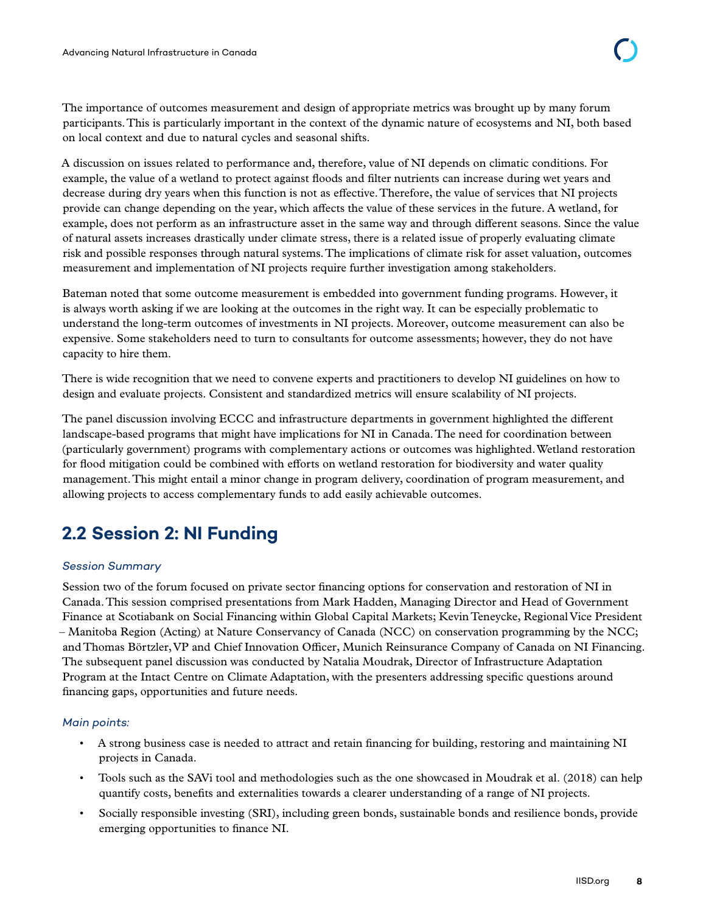The importance of outcomes measurement and design of appropriate metrics was brought up by many forum participants. This is particularly important in the context of the dynamic nature of ecosystems and NI, both based on local context and due to natural cycles and seasonal shifts.

A discussion on issues related to performance and, therefore, value of NI depends on climatic conditions. For example, the value of a wetland to protect against floods and filter nutrients can increase during wet years and decrease during dry years when this function is not as effective. Therefore, the value of services that NI projects provide can change depending on the year, which affects the value of these services in the future. A wetland, for example, does not perform as an infrastructure asset in the same way and through different seasons. Since the value of natural assets increases drastically under climate stress, there is a related issue of properly evaluating climate risk and possible responses through natural systems. The implications of climate risk for asset valuation, outcomes measurement and implementation of NI projects require further investigation among stakeholders.

Bateman noted that some outcome measurement is embedded into government funding programs. However, it is always worth asking if we are looking at the outcomes in the right way. It can be especially problematic to understand the long-term outcomes of investments in NI projects. Moreover, outcome measurement can also be expensive. Some stakeholders need to turn to consultants for outcome assessments; however, they do not have capacity to hire them.

There is wide recognition that we need to convene experts and practitioners to develop NI guidelines on how to design and evaluate projects. Consistent and standardized metrics will ensure scalability of NI projects.

The panel discussion involving ECCC and infrastructure departments in government highlighted the different landscape-based programs that might have implications for NI in Canada. The need for coordination between (particularly government) programs with complementary actions or outcomes was highlighted. Wetland restoration for flood mitigation could be combined with efforts on wetland restoration for biodiversity and water quality management. This might entail a minor change in program delivery, coordination of program measurement, and allowing projects to access complementary funds to add easily achievable outcomes.

## 2.2 Session 2: NI Funding

*Session Summary*

Session two of the forum focused on private sector financing options for conservation and restoration of NI in Canada. This session comprised presentations from Mark Hadden, Managing Director and Head of Government Finance at Scotiabank on Social Financing within Global Capital Markets; Kevin Teneycke, Regional Vice President – Manitoba Region (Acting) at Nature Conservancy of Canada (NCC) on conservation programming by the NCC; and Thomas Börtzler, VP and Chief Innovation Officer, Munich Reinsurance Company of Canada on NI Financing. The subsequent panel discussion was conducted by Natalia Moudrak, Director of Infrastructure Adaptation Program at the Intact Centre on Climate Adaptation, with the presenters addressing specific questions around financing gaps, opportunities and future needs.

*Main points:*

- A strong business case is needed to attract and retain financing for building, restoring and maintaining NI projects in Canada.
- Tools such as the SAVi tool and methodologies such as the one showcased in Moudrak et al. (2018) can help quantify costs, benefits and externalities towards a clearer understanding of a range of NI projects.
- Socially responsible investing (SRI), including green bonds, sustainable bonds and resilience bonds, provide emerging opportunities to finance NI.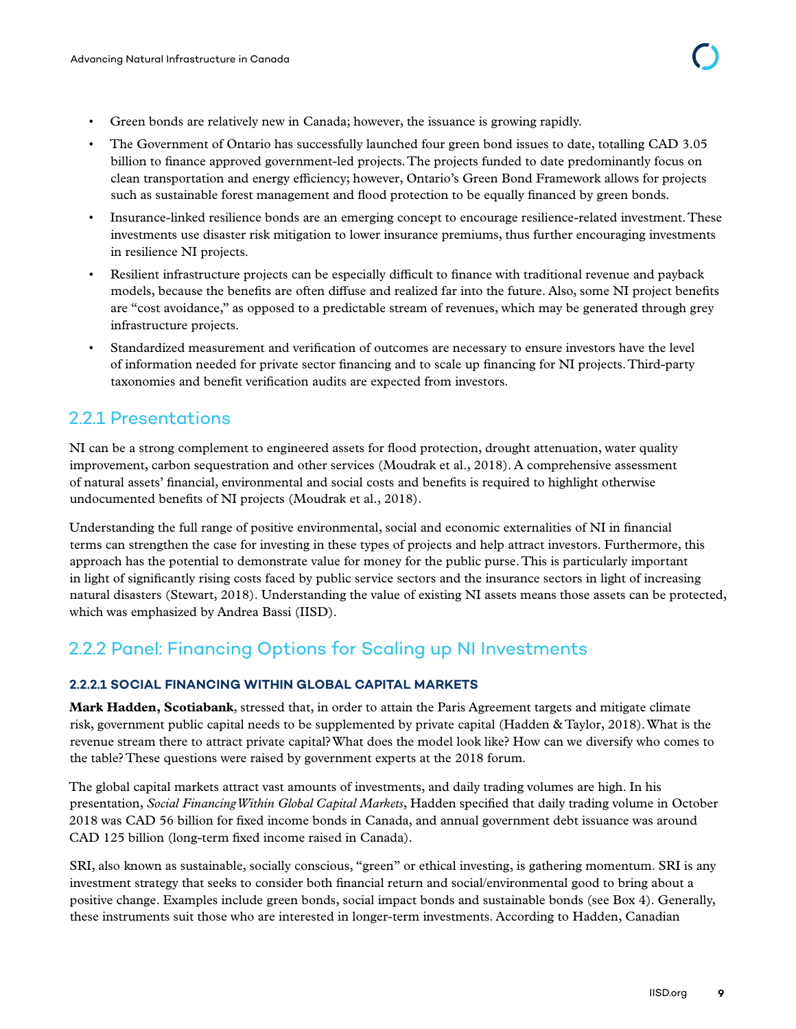- Green bonds are relatively new in Canada; however, the issuance is growing rapidly.
- The Government of Ontario has successfully launched four green bond issues to date, totalling CAD 3.05 billion to finance approved government-led projects. The projects funded to date predominantly focus on clean transportation and energy efficiency; however, Ontario's Green Bond Framework allows for projects such as sustainable forest management and flood protection to be equally financed by green bonds.
- Insurance-linked resilience bonds are an emerging concept to encourage resilience-related investment. These investments use disaster risk mitigation to lower insurance premiums, thus further encouraging investments in resilience NI projects.
- Resilient infrastructure projects can be especially difficult to finance with traditional revenue and payback models, because the benefits are often diffuse and realized far into the future. Also, some NI project benefits are "cost avoidance," as opposed to a predictable stream of revenues, which may be generated through grey infrastructure projects.
- Standardized measurement and verification of outcomes are necessary to ensure investors have the level of information needed for private sector financing and to scale up financing for NI projects. Third-party taxonomies and benefit verification audits are expected from investors.

## 2.2.1 Presentations

NI can be a strong complement to engineered assets for flood protection, drought attenuation, water quality improvement, carbon sequestration and other services (Moudrak et al., 2018). A comprehensive assessment of natural assets' financial, environmental and social costs and benefits is required to highlight otherwise undocumented benefits of NI projects (Moudrak et al., 2018).

Understanding the full range of positive environmental, social and economic externalities of NI in financial terms can strengthen the case for investing in these types of projects and help attract investors. Furthermore, this approach has the potential to demonstrate value for money for the public purse. This is particularly important in light of significantly rising costs faced by public service sectors and the insurance sectors in light of increasing natural disasters (Stewart, 2018). Understanding the value of existing NI assets means those assets can be protected, which was emphasized by Andrea Bassi (IISD).

## 2.2.2 Panel: Financing Options for Scaling up NI Investments

### 2.2.2.1 SOCIAL FINANCING WITHIN GLOBAL CAPITAL MARKETS

**Mark Hadden, Scotiabank**, stressed that, in order to attain the Paris Agreement targets and mitigate climate risk, government public capital needs to be supplemented by private capital (Hadden & Taylor, 2018). What is the revenue stream there to attract private capital? What does the model look like? How can we diversify who comes to the table? These questions were raised by government experts at the 2018 forum.

The global capital markets attract vast amounts of investments, and daily trading volumes are high. In his presentation, *Social Financing Within Global Capital Markets*, Hadden specified that daily trading volume in October 2018 was CAD 56 billion for fixed income bonds in Canada, and annual government debt issuance was around CAD 125 billion (long-term fixed income raised in Canada).

SRI, also known as sustainable, socially conscious, "green" or ethical investing, is gathering momentum. SRI is any investment strategy that seeks to consider both financial return and social/environmental good to bring about a positive change. Examples include green bonds, social impact bonds and sustainable bonds (see Box 4). Generally, these instruments suit those who are interested in longer-term investments. According to Hadden, Canadian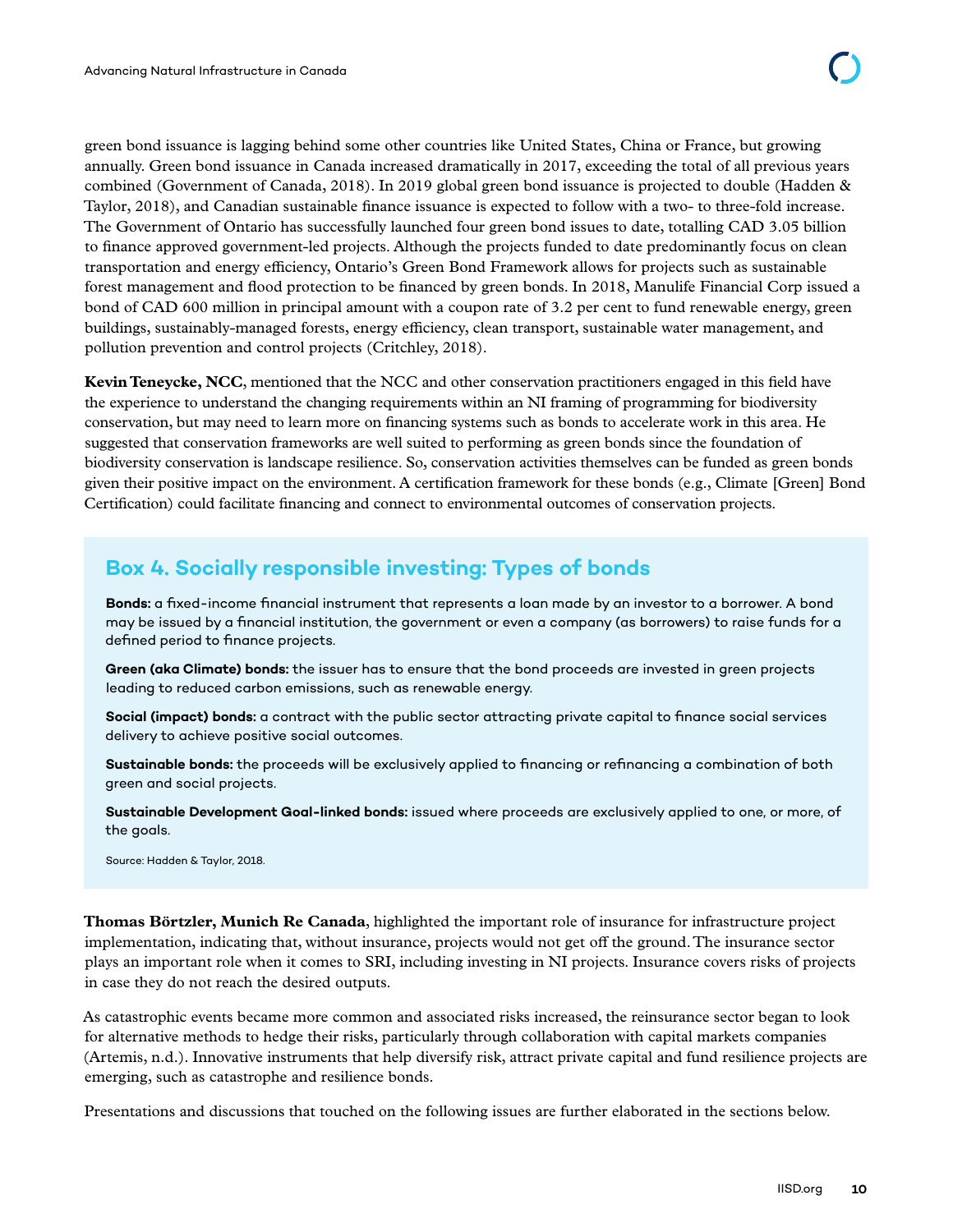green bond issuance is lagging behind some other countries like United States, China or France, but growing annually. Green bond issuance in Canada increased dramatically in 2017, exceeding the total of all previous years combined (Government of Canada, 2018). In 2019 global green bond issuance is projected to double (Hadden & Taylor, 2018), and Canadian sustainable finance issuance is expected to follow with a two- to three-fold increase. The Government of Ontario has successfully launched four green bond issues to date, totalling CAD 3.05 billion to finance approved government-led projects. Although the projects funded to date predominantly focus on clean transportation and energy efficiency, Ontario's Green Bond Framework allows for projects such as sustainable forest management and flood protection to be financed by green bonds. In 2018, Manulife Financial Corp issued a bond of CAD 600 million in principal amount with a coupon rate of 3.2 per cent to fund renewable energy, green buildings, sustainably-managed forests, energy efficiency, clean transport, sustainable water management, and pollution prevention and control projects (Critchley, 2018).

**Kevin Teneycke, NCC**, mentioned that the NCC and other conservation practitioners engaged in this field have the experience to understand the changing requirements within an NI framing of programming for biodiversity conservation, but may need to learn more on financing systems such as bonds to accelerate work in this area. He suggested that conservation frameworks are well suited to performing as green bonds since the foundation of biodiversity conservation is landscape resilience. So, conservation activities themselves can be funded as green bonds given their positive impact on the environment. A certification framework for these bonds (e.g., Climate [Green] Bond Certification) could facilitate financing and connect to environmental outcomes of conservation projects.

## Box 4. Socially responsible investing: Types of bonds

**Bonds:** a fixed-income financial instrument that represents a loan made by an investor to a borrower. A bond may be issued by a financial institution, the government or even a company (as borrowers) to raise funds for a defined period to finance projects.

**Green (aka Climate) bonds:** the issuer has to ensure that the bond proceeds are invested in green projects leading to reduced carbon emissions, such as renewable energy.

**Social (impact) bonds:** a contract with the public sector attracting private capital to finance social services delivery to achieve positive social outcomes.

**Sustainable bonds:** the proceeds will be exclusively applied to financing or refinancing a combination of both green and social projects.

**Sustainable Development Goal-linked bonds:** issued where proceeds are exclusively applied to one, or more, of the goals.

Source: Hadden & Taylor, 2018.

**Thomas Börtzler, Munich Re Canada**, highlighted the important role of insurance for infrastructure project implementation, indicating that, without insurance, projects would not get off the ground. The insurance sector plays an important role when it comes to SRI, including investing in NI projects. Insurance covers risks of projects in case they do not reach the desired outputs.

As catastrophic events became more common and associated risks increased, the reinsurance sector began to look for alternative methods to hedge their risks, particularly through collaboration with capital markets companies (Artemis, n.d.). Innovative instruments that help diversify risk, attract private capital and fund resilience projects are emerging, such as catastrophe and resilience bonds.

Presentations and discussions that touched on the following issues are further elaborated in the sections below.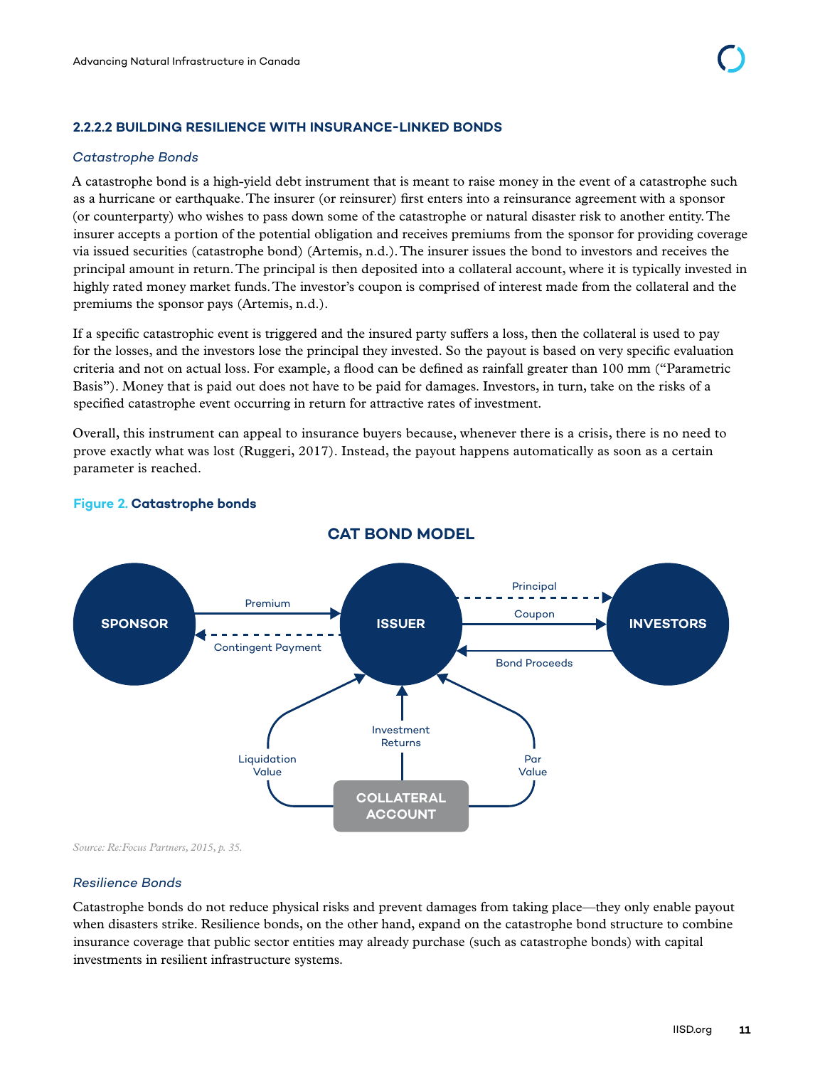#### 2.2.2.2 BUILDING RESILIENCE WITH INSURANCE-LINKED BONDS

*Catastrophe Bonds*

A catastrophe bond is a high-yield debt instrument that is meant to raise money in the event of a catastrophe such as a hurricane or earthquake. The insurer (or reinsurer) first enters into a reinsurance agreement with a sponsor (or counterparty) who wishes to pass down some of the catastrophe or natural disaster risk to another entity. The insurer accepts a portion of the potential obligation and receives premiums from the sponsor for providing coverage via issued securities (catastrophe bond) (Artemis, n.d.). The insurer issues the bond to investors and receives the principal amount in return. The principal is then deposited into a collateral account, where it is typically invested in highly rated money market funds. The investor's coupon is comprised of interest made from the collateral and the premiums the sponsor pays (Artemis, n.d.).

If a specific catastrophic event is triggered and the insured party suffers a loss, then the collateral is used to pay for the losses, and the investors lose the principal they invested. So the payout is based on very specific evaluation criteria and not on actual loss. For example, a flood can be defined as rainfall greater than 100 mm ("Parametric Basis"). Money that is paid out does not have to be paid for damages. Investors, in turn, take on the risks of a specified catastrophe event occurring in return for attractive rates of investment.

Overall, this instrument can appeal to insurance buyers because, whenever there is a crisis, there is no need to prove exactly what was lost (Ruggeri, 2017). Instead, the payout happens automatically as soon as a certain parameter is reached.

**Figure 2. Catastrophe bonds**

CAT BOND MODEL

SPONSOR → ISSUER: Premium
ISSUER → SPONSOR (dashed): Contingent Payment
ISSUER → INVESTORS (dashed): Principal
ISSUER → INVESTORS: Coupon
INVESTORS → ISSUER: Bond Proceeds
COLLATERAL ACCOUNT → ISSUER: Liquidation Value; Investment Returns; Par Value

*Source: Re:Focus Partners, 2015, p. 35.*

*Resilience Bonds*

Catastrophe bonds do not reduce physical risks and prevent damages from taking place—they only enable payout when disasters strike. Resilience bonds, on the other hand, expand on the catastrophe bond structure to combine insurance coverage that public sector entities may already purchase (such as catastrophe bonds) with capital investments in resilient infrastructure systems.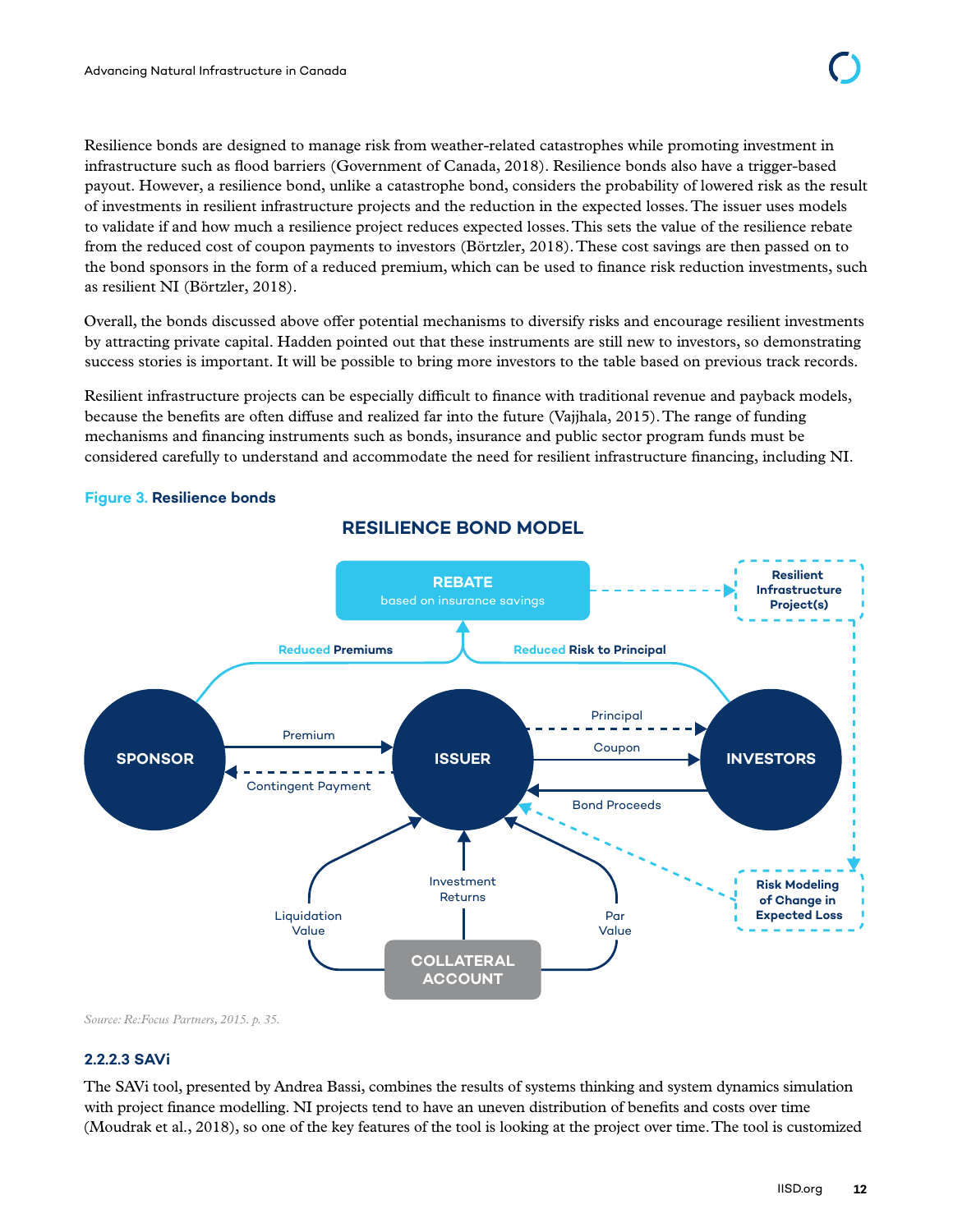Resilience bonds are designed to manage risk from weather-related catastrophes while promoting investment in infrastructure such as flood barriers (Government of Canada, 2018). Resilience bonds also have a trigger-based payout. However, a resilience bond, unlike a catastrophe bond, considers the probability of lowered risk as the result of investments in resilient infrastructure projects and the reduction in the expected losses. The issuer uses models to validate if and how much a resilience project reduces expected losses. This sets the value of the resilience rebate from the reduced cost of coupon payments to investors (Börtzler, 2018). These cost savings are then passed on to the bond sponsors in the form of a reduced premium, which can be used to finance risk reduction investments, such as resilient NI (Börtzler, 2018).

Overall, the bonds discussed above offer potential mechanisms to diversify risks and encourage resilient investments by attracting private capital. Hadden pointed out that these instruments are still new to investors, so demonstrating success stories is important. It will be possible to bring more investors to the table based on previous track records.

Resilient infrastructure projects can be especially difficult to finance with traditional revenue and payback models, because the benefits are often diffuse and realized far into the future (Vajjhala, 2015). The range of funding mechanisms and financing instruments such as bonds, insurance and public sector program funds must be considered carefully to understand and accommodate the need for resilient infrastructure financing, including NI.

**Figure 3. Resilience bonds**

**RESILIENCE BOND MODEL**

REBATE based on insurance savings; Resilient Infrastructure Project(s); Reduced Premiums; Reduced Risk to Principal; SPONSOR; ISSUER; INVESTORS; Premium; Contingent Payment; Principal; Coupon; Bond Proceeds; Liquidation Value; Investment Returns; Par Value; COLLATERAL ACCOUNT; Risk Modeling of Change in Expected Loss

*Source: Re:Focus Partners, 2015. p. 35.*

### 2.2.2.3 SAVi

The SAVi tool, presented by Andrea Bassi, combines the results of systems thinking and system dynamics simulation with project finance modelling. NI projects tend to have an uneven distribution of benefits and costs over time (Moudrak et al., 2018), so one of the key features of the tool is looking at the project over time. The tool is customized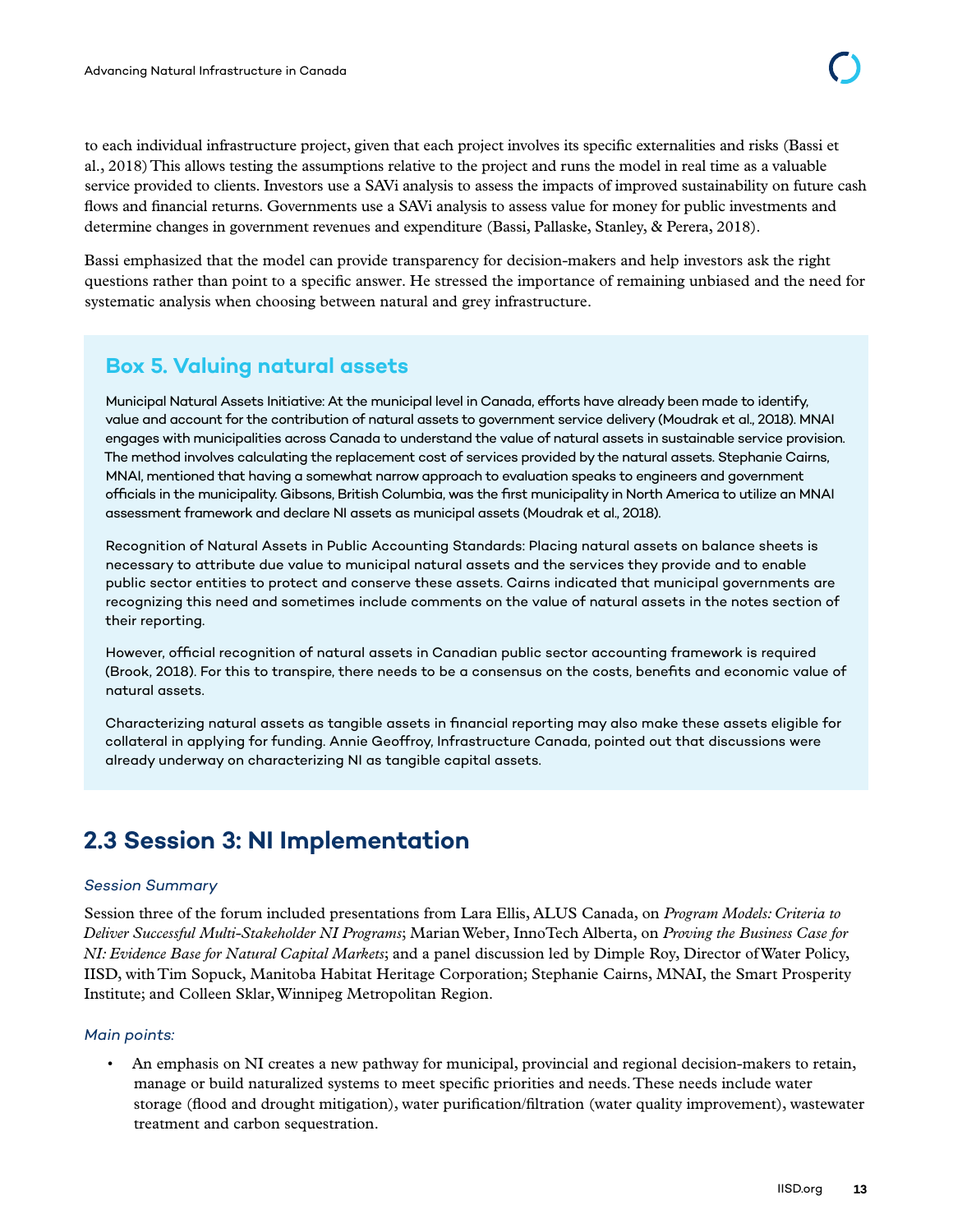to each individual infrastructure project, given that each project involves its specific externalities and risks (Bassi et al., 2018) This allows testing the assumptions relative to the project and runs the model in real time as a valuable service provided to clients. Investors use a SAVi analysis to assess the impacts of improved sustainability on future cash flows and financial returns. Governments use a SAVi analysis to assess value for money for public investments and determine changes in government revenues and expenditure (Bassi, Pallaske, Stanley, & Perera, 2018).

Bassi emphasized that the model can provide transparency for decision-makers and help investors ask the right questions rather than point to a specific answer. He stressed the importance of remaining unbiased and the need for systematic analysis when choosing between natural and grey infrastructure.

### Box 5. Valuing natural assets

Municipal Natural Assets Initiative: At the municipal level in Canada, efforts have already been made to identify, value and account for the contribution of natural assets to government service delivery (Moudrak et al., 2018). MNAI engages with municipalities across Canada to understand the value of natural assets in sustainable service provision. The method involves calculating the replacement cost of services provided by the natural assets. Stephanie Cairns, MNAI, mentioned that having a somewhat narrow approach to evaluation speaks to engineers and government officials in the municipality. Gibsons, British Columbia, was the first municipality in North America to utilize an MNAI assessment framework and declare NI assets as municipal assets (Moudrak et al., 2018).

Recognition of Natural Assets in Public Accounting Standards: Placing natural assets on balance sheets is necessary to attribute due value to municipal natural assets and the services they provide and to enable public sector entities to protect and conserve these assets. Cairns indicated that municipal governments are recognizing this need and sometimes include comments on the value of natural assets in the notes section of their reporting.

However, official recognition of natural assets in Canadian public sector accounting framework is required (Brook, 2018). For this to transpire, there needs to be a consensus on the costs, benefits and economic value of natural assets.

Characterizing natural assets as tangible assets in financial reporting may also make these assets eligible for collateral in applying for funding. Annie Geoffroy, Infrastructure Canada, pointed out that discussions were already underway on characterizing NI as tangible capital assets.

## 2.3 Session 3: NI Implementation

*Session Summary*

Session three of the forum included presentations from Lara Ellis, ALUS Canada, on *Program Models: Criteria to Deliver Successful Multi-Stakeholder NI Programs*; Marian Weber, InnoTech Alberta, on *Proving the Business Case for NI: Evidence Base for Natural Capital Markets*; and a panel discussion led by Dimple Roy, Director of Water Policy, IISD, with Tim Sopuck, Manitoba Habitat Heritage Corporation; Stephanie Cairns, MNAI, the Smart Prosperity Institute; and Colleen Sklar, Winnipeg Metropolitan Region.

*Main points:*

- An emphasis on NI creates a new pathway for municipal, provincial and regional decision-makers to retain, manage or build naturalized systems to meet specific priorities and needs. These needs include water storage (flood and drought mitigation), water purification/filtration (water quality improvement), wastewater treatment and carbon sequestration.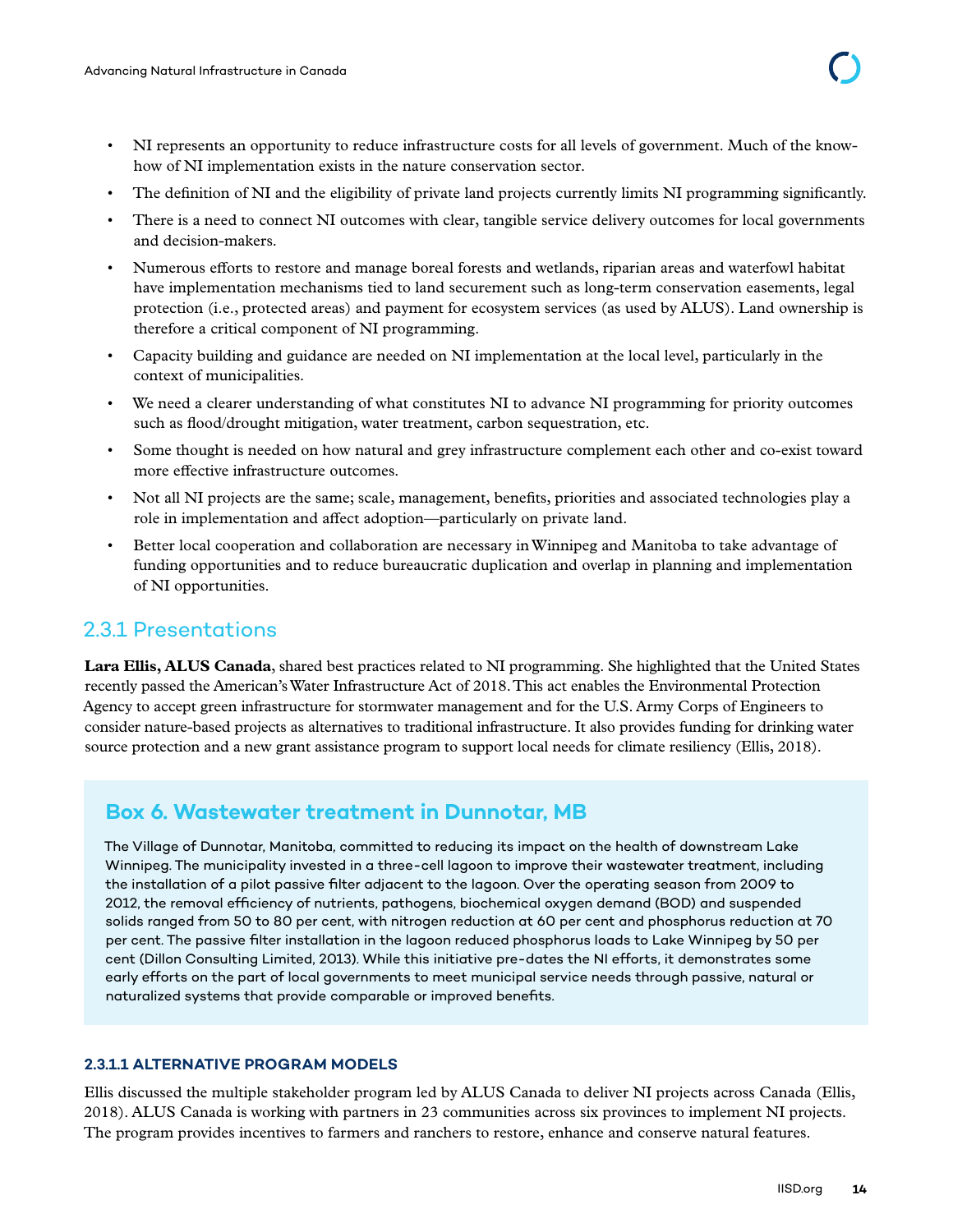- NI represents an opportunity to reduce infrastructure costs for all levels of government. Much of the know-how of NI implementation exists in the nature conservation sector.
- The definition of NI and the eligibility of private land projects currently limits NI programming significantly.
- There is a need to connect NI outcomes with clear, tangible service delivery outcomes for local governments and decision-makers.
- Numerous efforts to restore and manage boreal forests and wetlands, riparian areas and waterfowl habitat have implementation mechanisms tied to land securement such as long-term conservation easements, legal protection (i.e., protected areas) and payment for ecosystem services (as used by ALUS). Land ownership is therefore a critical component of NI programming.
- Capacity building and guidance are needed on NI implementation at the local level, particularly in the context of municipalities.
- We need a clearer understanding of what constitutes NI to advance NI programming for priority outcomes such as flood/drought mitigation, water treatment, carbon sequestration, etc.
- Some thought is needed on how natural and grey infrastructure complement each other and co-exist toward more effective infrastructure outcomes.
- Not all NI projects are the same; scale, management, benefits, priorities and associated technologies play a role in implementation and affect adoption—particularly on private land.
- Better local cooperation and collaboration are necessary in Winnipeg and Manitoba to take advantage of funding opportunities and to reduce bureaucratic duplication and overlap in planning and implementation of NI opportunities.

## 2.3.1 Presentations

**Lara Ellis, ALUS Canada**, shared best practices related to NI programming. She highlighted that the United States recently passed the American's Water Infrastructure Act of 2018. This act enables the Environmental Protection Agency to accept green infrastructure for stormwater management and for the U.S. Army Corps of Engineers to consider nature-based projects as alternatives to traditional infrastructure. It also provides funding for drinking water source protection and a new grant assistance program to support local needs for climate resiliency (Ellis, 2018).

### Box 6. Wastewater treatment in Dunnotar, MB

The Village of Dunnotar, Manitoba, committed to reducing its impact on the health of downstream Lake Winnipeg. The municipality invested in a three-cell lagoon to improve their wastewater treatment, including the installation of a pilot passive filter adjacent to the lagoon. Over the operating season from 2009 to 2012, the removal efficiency of nutrients, pathogens, biochemical oxygen demand (BOD) and suspended solids ranged from 50 to 80 per cent, with nitrogen reduction at 60 per cent and phosphorus reduction at 70 per cent. The passive filter installation in the lagoon reduced phosphorus loads to Lake Winnipeg by 50 per cent (Dillon Consulting Limited, 2013). While this initiative pre-dates the NI efforts, it demonstrates some early efforts on the part of local governments to meet municipal service needs through passive, natural or naturalized systems that provide comparable or improved benefits.

#### 2.3.1.1 ALTERNATIVE PROGRAM MODELS

Ellis discussed the multiple stakeholder program led by ALUS Canada to deliver NI projects across Canada (Ellis, 2018). ALUS Canada is working with partners in 23 communities across six provinces to implement NI projects. The program provides incentives to farmers and ranchers to restore, enhance and conserve natural features.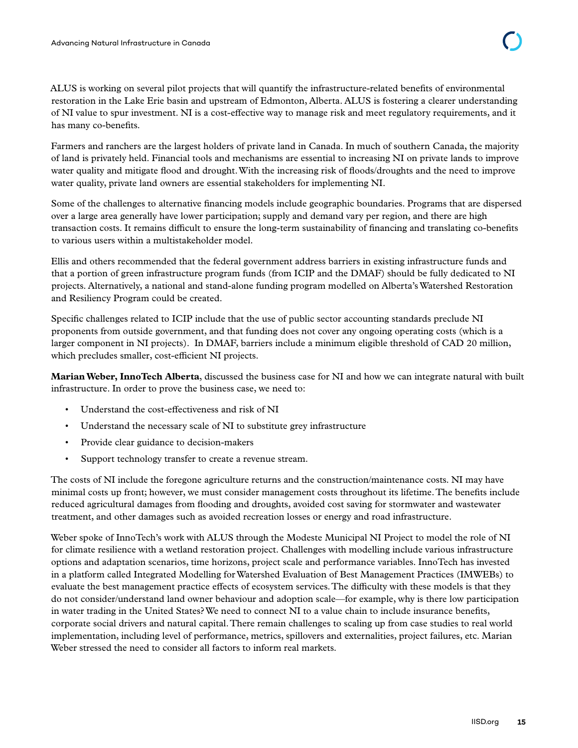ALUS is working on several pilot projects that will quantify the infrastructure-related benefits of environmental restoration in the Lake Erie basin and upstream of Edmonton, Alberta. ALUS is fostering a clearer understanding of NI value to spur investment. NI is a cost-effective way to manage risk and meet regulatory requirements, and it has many co-benefits.

Farmers and ranchers are the largest holders of private land in Canada. In much of southern Canada, the majority of land is privately held. Financial tools and mechanisms are essential to increasing NI on private lands to improve water quality and mitigate flood and drought. With the increasing risk of floods/droughts and the need to improve water quality, private land owners are essential stakeholders for implementing NI.

Some of the challenges to alternative financing models include geographic boundaries. Programs that are dispersed over a large area generally have lower participation; supply and demand vary per region, and there are high transaction costs. It remains difficult to ensure the long-term sustainability of financing and translating co-benefits to various users within a multistakeholder model.

Ellis and others recommended that the federal government address barriers in existing infrastructure funds and that a portion of green infrastructure program funds (from ICIP and the DMAF) should be fully dedicated to NI projects. Alternatively, a national and stand-alone funding program modelled on Alberta's Watershed Restoration and Resiliency Program could be created.

Specific challenges related to ICIP include that the use of public sector accounting standards preclude NI proponents from outside government, and that funding does not cover any ongoing operating costs (which is a larger component in NI projects). In DMAF, barriers include a minimum eligible threshold of CAD 20 million, which precludes smaller, cost-efficient NI projects.

**Marian Weber, InnoTech Alberta**, discussed the business case for NI and how we can integrate natural with built infrastructure. In order to prove the business case, we need to:

- Understand the cost-effectiveness and risk of NI
- Understand the necessary scale of NI to substitute grey infrastructure
- Provide clear guidance to decision-makers
- Support technology transfer to create a revenue stream.

The costs of NI include the foregone agriculture returns and the construction/maintenance costs. NI may have minimal costs up front; however, we must consider management costs throughout its lifetime. The benefits include reduced agricultural damages from flooding and droughts, avoided cost saving for stormwater and wastewater treatment, and other damages such as avoided recreation losses or energy and road infrastructure.

Weber spoke of InnoTech's work with ALUS through the Modeste Municipal NI Project to model the role of NI for climate resilience with a wetland restoration project. Challenges with modelling include various infrastructure options and adaptation scenarios, time horizons, project scale and performance variables. InnoTech has invested in a platform called Integrated Modelling for Watershed Evaluation of Best Management Practices (IMWEBs) to evaluate the best management practice effects of ecosystem services. The difficulty with these models is that they do not consider/understand land owner behaviour and adoption scale—for example, why is there low participation in water trading in the United States? We need to connect NI to a value chain to include insurance benefits, corporate social drivers and natural capital. There remain challenges to scaling up from case studies to real world implementation, including level of performance, metrics, spillovers and externalities, project failures, etc. Marian Weber stressed the need to consider all factors to inform real markets.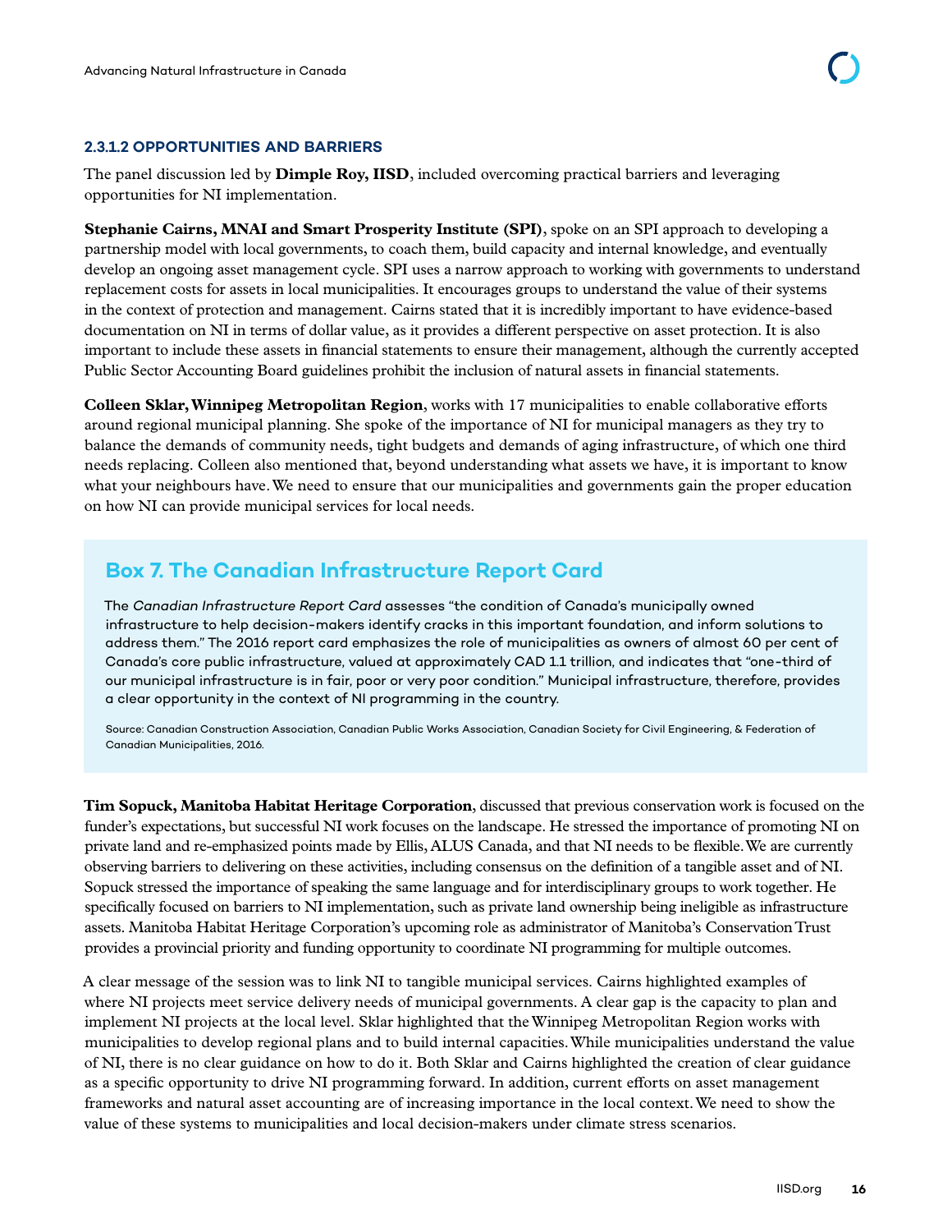#### 2.3.1.2 OPPORTUNITIES AND BARRIERS

The panel discussion led by **Dimple Roy, IISD**, included overcoming practical barriers and leveraging opportunities for NI implementation.

**Stephanie Cairns, MNAI and Smart Prosperity Institute (SPI)**, spoke on an SPI approach to developing a partnership model with local governments, to coach them, build capacity and internal knowledge, and eventually develop an ongoing asset management cycle. SPI uses a narrow approach to working with governments to understand replacement costs for assets in local municipalities. It encourages groups to understand the value of their systems in the context of protection and management. Cairns stated that it is incredibly important to have evidence-based documentation on NI in terms of dollar value, as it provides a different perspective on asset protection. It is also important to include these assets in financial statements to ensure their management, although the currently accepted Public Sector Accounting Board guidelines prohibit the inclusion of natural assets in financial statements.

**Colleen Sklar, Winnipeg Metropolitan Region**, works with 17 municipalities to enable collaborative efforts around regional municipal planning. She spoke of the importance of NI for municipal managers as they try to balance the demands of community needs, tight budgets and demands of aging infrastructure, of which one third needs replacing. Colleen also mentioned that, beyond understanding what assets we have, it is important to know what your neighbours have. We need to ensure that our municipalities and governments gain the proper education on how NI can provide municipal services for local needs.

### Box 7. The Canadian Infrastructure Report Card

The *Canadian Infrastructure Report Card* assesses "the condition of Canada's municipally owned infrastructure to help decision-makers identify cracks in this important foundation, and inform solutions to address them." The 2016 report card emphasizes the role of municipalities as owners of almost 60 per cent of Canada's core public infrastructure, valued at approximately CAD 1.1 trillion, and indicates that "one-third of our municipal infrastructure is in fair, poor or very poor condition." Municipal infrastructure, therefore, provides a clear opportunity in the context of NI programming in the country.

Source: Canadian Construction Association, Canadian Public Works Association, Canadian Society for Civil Engineering, & Federation of Canadian Municipalities, 2016.

**Tim Sopuck, Manitoba Habitat Heritage Corporation**, discussed that previous conservation work is focused on the funder's expectations, but successful NI work focuses on the landscape. He stressed the importance of promoting NI on private land and re-emphasized points made by Ellis, ALUS Canada, and that NI needs to be flexible. We are currently observing barriers to delivering on these activities, including consensus on the definition of a tangible asset and of NI. Sopuck stressed the importance of speaking the same language and for interdisciplinary groups to work together. He specifically focused on barriers to NI implementation, such as private land ownership being ineligible as infrastructure assets. Manitoba Habitat Heritage Corporation's upcoming role as administrator of Manitoba's Conservation Trust provides a provincial priority and funding opportunity to coordinate NI programming for multiple outcomes.

A clear message of the session was to link NI to tangible municipal services. Cairns highlighted examples of where NI projects meet service delivery needs of municipal governments. A clear gap is the capacity to plan and implement NI projects at the local level. Sklar highlighted that the Winnipeg Metropolitan Region works with municipalities to develop regional plans and to build internal capacities. While municipalities understand the value of NI, there is no clear guidance on how to do it. Both Sklar and Cairns highlighted the creation of clear guidance as a specific opportunity to drive NI programming forward. In addition, current efforts on asset management frameworks and natural asset accounting are of increasing importance in the local context. We need to show the value of these systems to municipalities and local decision-makers under climate stress scenarios.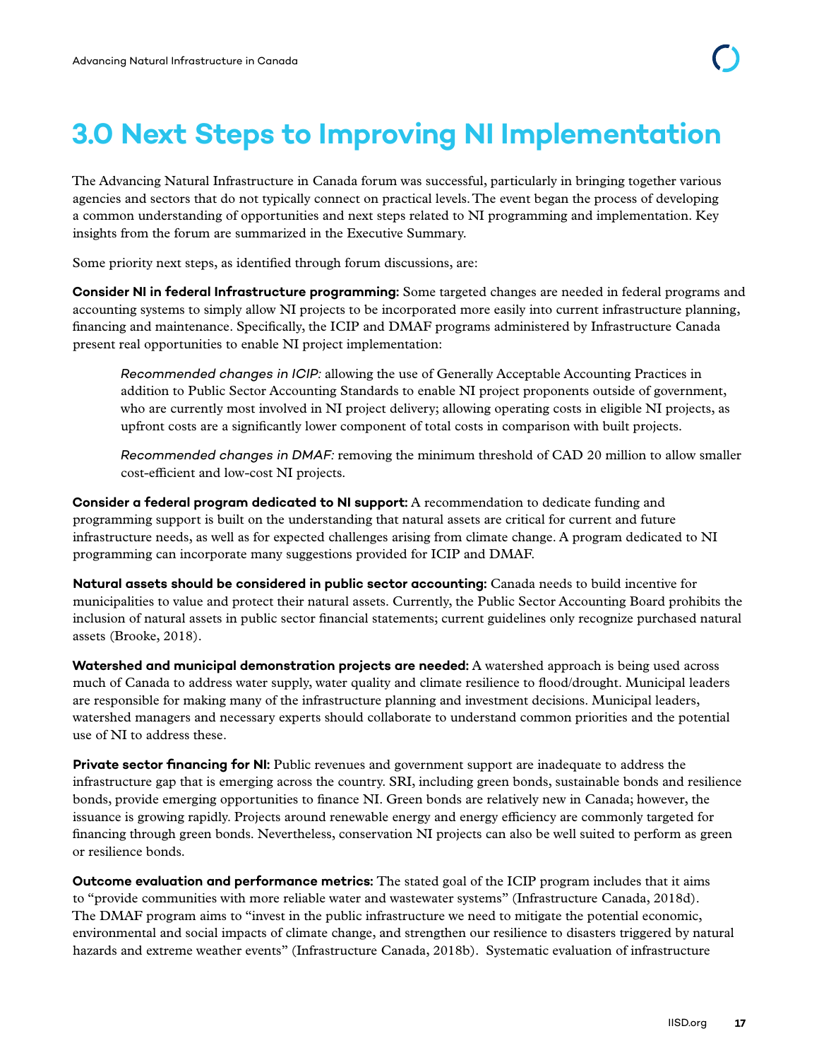# 3.0 Next Steps to Improving NI Implementation

The Advancing Natural Infrastructure in Canada forum was successful, particularly in bringing together various agencies and sectors that do not typically connect on practical levels. The event began the process of developing a common understanding of opportunities and next steps related to NI programming and implementation. Key insights from the forum are summarized in the Executive Summary.

Some priority next steps, as identified through forum discussions, are:

**Consider NI in federal Infrastructure programming:** Some targeted changes are needed in federal programs and accounting systems to simply allow NI projects to be incorporated more easily into current infrastructure planning, financing and maintenance. Specifically, the ICIP and DMAF programs administered by Infrastructure Canada present real opportunities to enable NI project implementation:

> *Recommended changes in ICIP:* allowing the use of Generally Acceptable Accounting Practices in addition to Public Sector Accounting Standards to enable NI project proponents outside of government, who are currently most involved in NI project delivery; allowing operating costs in eligible NI projects, as upfront costs are a significantly lower component of total costs in comparison with built projects.
>
> *Recommended changes in DMAF:* removing the minimum threshold of CAD 20 million to allow smaller cost-efficient and low-cost NI projects.

**Consider a federal program dedicated to NI support:** A recommendation to dedicate funding and programming support is built on the understanding that natural assets are critical for current and future infrastructure needs, as well as for expected challenges arising from climate change. A program dedicated to NI programming can incorporate many suggestions provided for ICIP and DMAF.

**Natural assets should be considered in public sector accounting:** Canada needs to build incentive for municipalities to value and protect their natural assets. Currently, the Public Sector Accounting Board prohibits the inclusion of natural assets in public sector financial statements; current guidelines only recognize purchased natural assets (Brooke, 2018).

**Watershed and municipal demonstration projects are needed:** A watershed approach is being used across much of Canada to address water supply, water quality and climate resilience to flood/drought. Municipal leaders are responsible for making many of the infrastructure planning and investment decisions. Municipal leaders, watershed managers and necessary experts should collaborate to understand common priorities and the potential use of NI to address these.

**Private sector financing for NI:** Public revenues and government support are inadequate to address the infrastructure gap that is emerging across the country. SRI, including green bonds, sustainable bonds and resilience bonds, provide emerging opportunities to finance NI. Green bonds are relatively new in Canada; however, the issuance is growing rapidly. Projects around renewable energy and energy efficiency are commonly targeted for financing through green bonds. Nevertheless, conservation NI projects can also be well suited to perform as green or resilience bonds.

**Outcome evaluation and performance metrics:** The stated goal of the ICIP program includes that it aims to "provide communities with more reliable water and wastewater systems" (Infrastructure Canada, 2018d). The DMAF program aims to "invest in the public infrastructure we need to mitigate the potential economic, environmental and social impacts of climate change, and strengthen our resilience to disasters triggered by natural hazards and extreme weather events" (Infrastructure Canada, 2018b). Systematic evaluation of infrastructure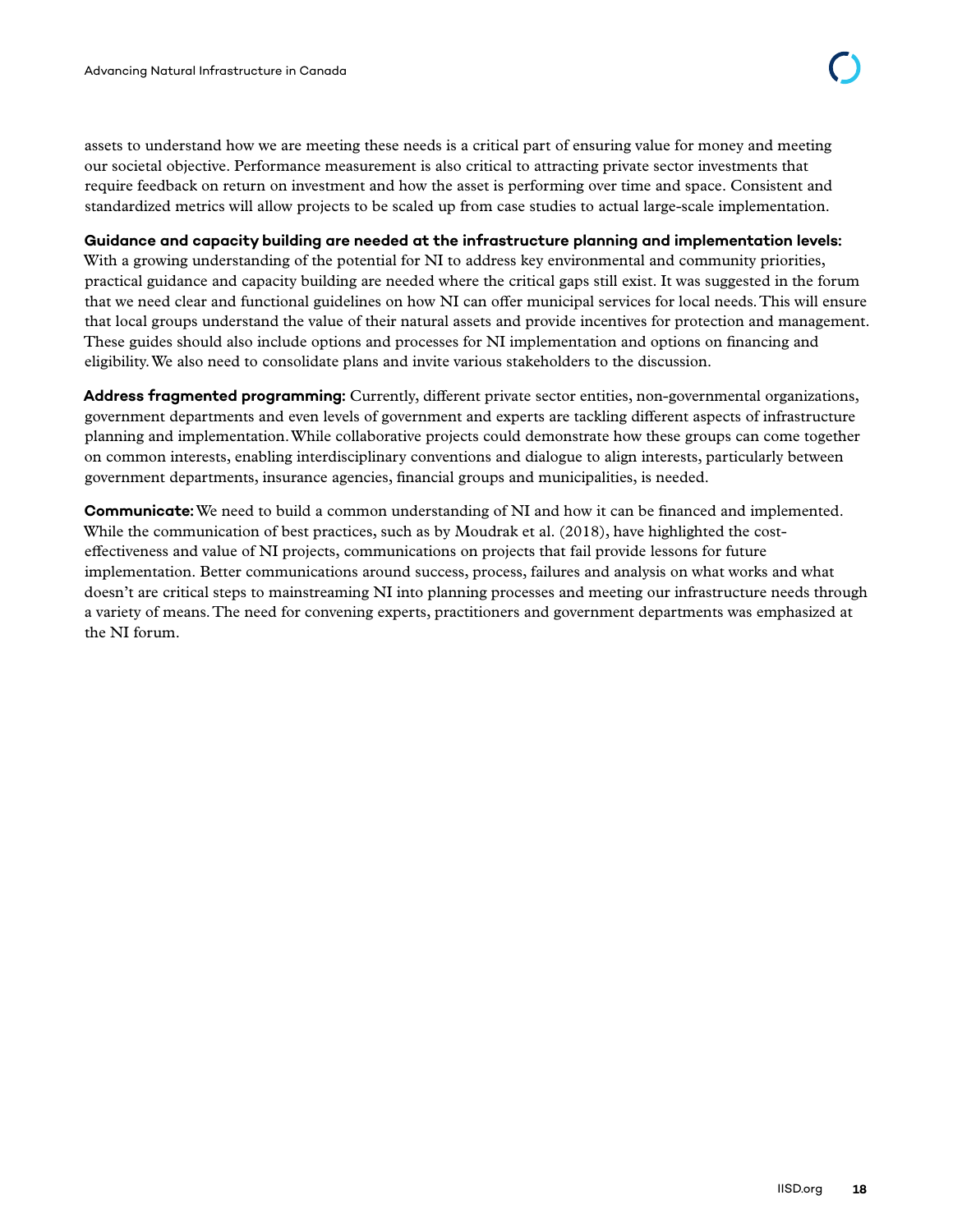assets to understand how we are meeting these needs is a critical part of ensuring value for money and meeting our societal objective. Performance measurement is also critical to attracting private sector investments that require feedback on return on investment and how the asset is performing over time and space. Consistent and standardized metrics will allow projects to be scaled up from case studies to actual large-scale implementation.

**Guidance and capacity building are needed at the infrastructure planning and implementation levels:** With a growing understanding of the potential for NI to address key environmental and community priorities, practical guidance and capacity building are needed where the critical gaps still exist. It was suggested in the forum that we need clear and functional guidelines on how NI can offer municipal services for local needs. This will ensure that local groups understand the value of their natural assets and provide incentives for protection and management. These guides should also include options and processes for NI implementation and options on financing and eligibility. We also need to consolidate plans and invite various stakeholders to the discussion.

**Address fragmented programming:** Currently, different private sector entities, non-governmental organizations, government departments and even levels of government and experts are tackling different aspects of infrastructure planning and implementation. While collaborative projects could demonstrate how these groups can come together on common interests, enabling interdisciplinary conventions and dialogue to align interests, particularly between government departments, insurance agencies, financial groups and municipalities, is needed.

**Communicate:** We need to build a common understanding of NI and how it can be financed and implemented. While the communication of best practices, such as by Moudrak et al. (2018), have highlighted the cost-effectiveness and value of NI projects, communications on projects that fail provide lessons for future implementation. Better communications around success, process, failures and analysis on what works and what doesn't are critical steps to mainstreaming NI into planning processes and meeting our infrastructure needs through a variety of means. The need for convening experts, practitioners and government departments was emphasized at the NI forum.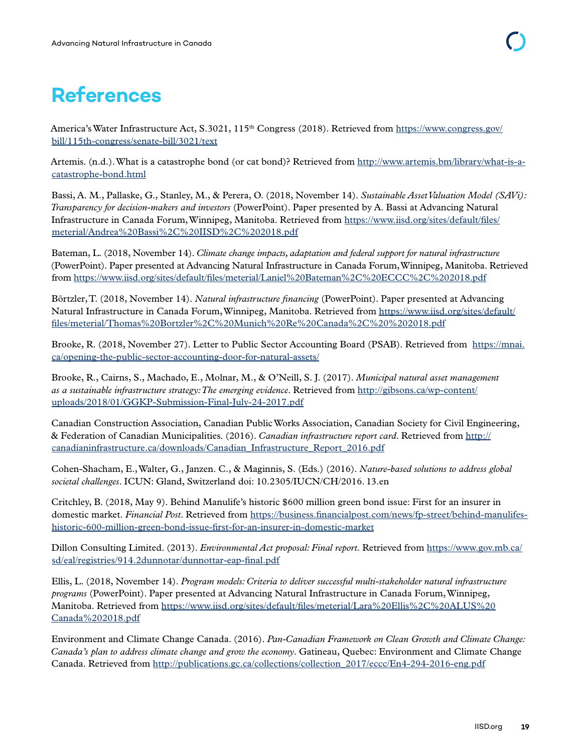# References

America's Water Infrastructure Act, S.3021, 115th Congress (2018). Retrieved from https://www.congress.gov/bill/115th-congress/senate-bill/3021/text

Artemis. (n.d.). What is a catastrophe bond (or cat bond)? Retrieved from http://www.artemis.bm/library/what-is-a-catastrophe-bond.html

Bassi, A. M., Pallaske, G., Stanley, M., & Perera, O. (2018, November 14). *Sustainable Asset Valuation Model (SAVi): Transparency for decision-makers and investors* (PowerPoint). Paper presented by A. Bassi at Advancing Natural Infrastructure in Canada Forum, Winnipeg, Manitoba. Retrieved from https://www.iisd.org/sites/default/files/meterial/Andrea%20Bassi%2C%20IISD%2C%202018.pdf

Bateman, L. (2018, November 14). *Climate change impacts, adaptation and federal support for natural infrastructure* (PowerPoint). Paper presented at Advancing Natural Infrastructure in Canada Forum, Winnipeg, Manitoba. Retrieved from https://www.iisd.org/sites/default/files/meterial/Laniel%20Bateman%2C%20ECCC%2C%202018.pdf

Börtzler, T. (2018, November 14). *Natural infrastructure financing* (PowerPoint). Paper presented at Advancing Natural Infrastructure in Canada Forum, Winnipeg, Manitoba. Retrieved from https://www.iisd.org/sites/default/files/meterial/Thomas%20Bortzler%2C%20Munich%20Re%20Canada%2C%20%202018.pdf

Brooke, R. (2018, November 27). Letter to Public Sector Accounting Board (PSAB). Retrieved from https://mnai.ca/opening-the-public-sector-accounting-door-for-natural-assets/

Brooke, R., Cairns, S., Machado, E., Molnar, M., & O'Neill, S. J. (2017). *Municipal natural asset management as a sustainable infrastructure strategy: The emerging evidence*. Retrieved from http://gibsons.ca/wp-content/uploads/2018/01/GGKP-Submission-Final-July-24-2017.pdf

Canadian Construction Association, Canadian Public Works Association, Canadian Society for Civil Engineering, & Federation of Canadian Municipalities. (2016). *Canadian infrastructure report card*. Retrieved from http://canadianinfrastructure.ca/downloads/Canadian_Infrastructure_Report_2016.pdf

Cohen-Shacham, E., Walter, G., Janzen. C., & Maginnis, S. (Eds.) (2016). *Nature-based solutions to address global societal challenges*. ICUN: Gland, Switzerland doi: 10.2305/IUCN/CH/2016. 13.en

Critchley, B. (2018, May 9). Behind Manulife's historic $600 million green bond issue: First for an insurer in domestic market. *Financial Post*. Retrieved from https://business.financialpost.com/news/fp-street/behind-manulifes-historic-600-million-green-bond-issue-first-for-an-insurer-in-domestic-market

Dillon Consulting Limited. (2013). *Environmental Act proposal: Final report*. Retrieved from https://www.gov.mb.ca/sd/eal/registries/914.2dunnotar/dunnottar-eap-final.pdf

Ellis, L. (2018, November 14). *Program models: Criteria to deliver successful multi-stakeholder natural infrastructure programs* (PowerPoint). Paper presented at Advancing Natural Infrastructure in Canada Forum, Winnipeg, Manitoba. Retrieved from https://www.iisd.org/sites/default/files/meterial/Lara%20Ellis%2C%20ALUS%20Canada%202018.pdf

Environment and Climate Change Canada. (2016). *Pan-Canadian Framework on Clean Growth and Climate Change: Canada's plan to address climate change and grow the economy*. Gatineau, Quebec: Environment and Climate Change Canada. Retrieved from http://publications.gc.ca/collections/collection_2017/eccc/En4-294-2016-eng.pdf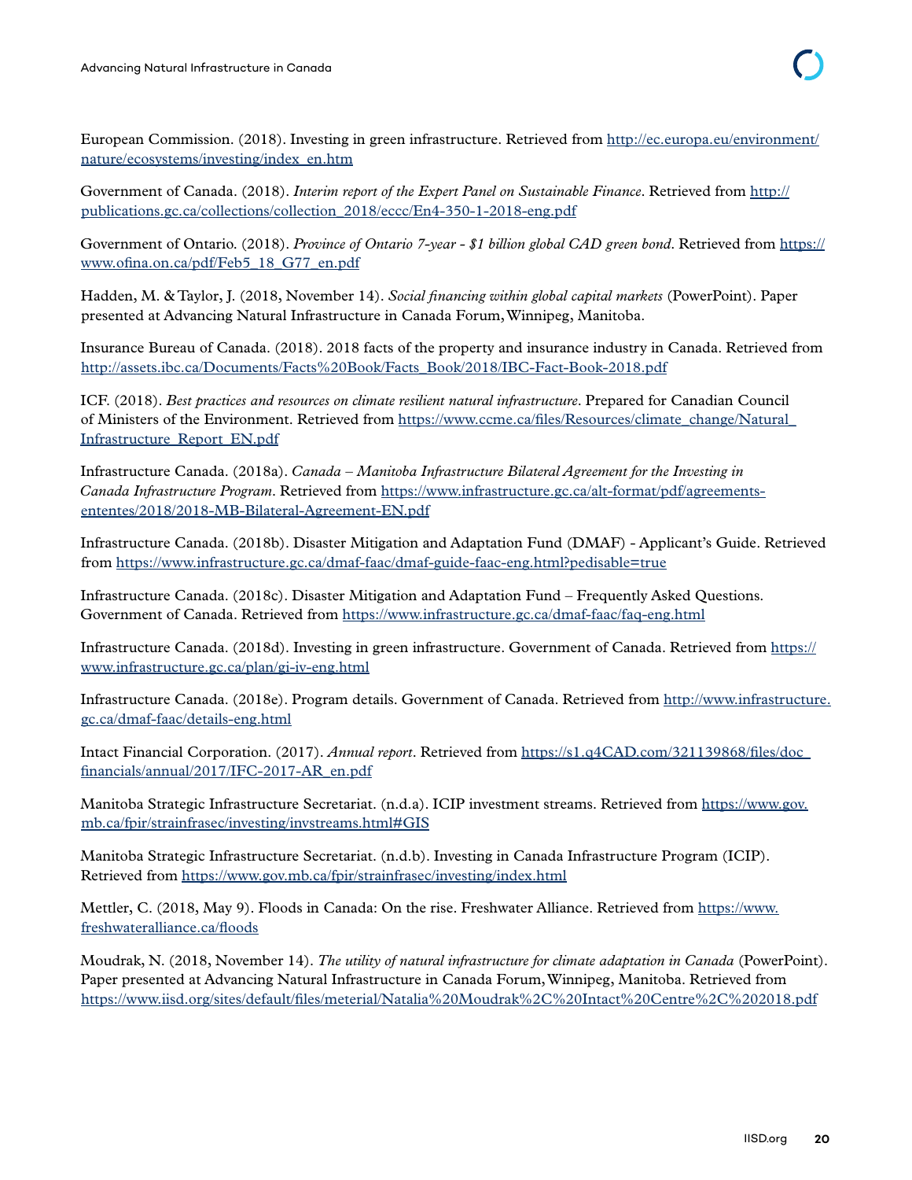European Commission. (2018). Investing in green infrastructure. Retrieved from http://ec.europa.eu/environment/nature/ecosystems/investing/index_en.htm

Government of Canada. (2018). *Interim report of the Expert Panel on Sustainable Finance*. Retrieved from http://publications.gc.ca/collections/collection_2018/eccc/En4-350-1-2018-eng.pdf

Government of Ontario. (2018). *Province of Ontario 7-year - $1 billion global CAD green bond*. Retrieved from https://www.ofina.on.ca/pdf/Feb5_18_G77_en.pdf

Hadden, M. & Taylor, J. (2018, November 14). *Social financing within global capital markets* (PowerPoint). Paper presented at Advancing Natural Infrastructure in Canada Forum, Winnipeg, Manitoba.

Insurance Bureau of Canada. (2018). 2018 facts of the property and insurance industry in Canada. Retrieved from http://assets.ibc.ca/Documents/Facts%20Book/Facts_Book/2018/IBC-Fact-Book-2018.pdf

ICF. (2018). *Best practices and resources on climate resilient natural infrastructure*. Prepared for Canadian Council of Ministers of the Environment. Retrieved from https://www.ccme.ca/files/Resources/climate_change/Natural_Infrastructure_Report_EN.pdf

Infrastructure Canada. (2018a). *Canada – Manitoba Infrastructure Bilateral Agreement for the Investing in Canada Infrastructure Program*. Retrieved from https://www.infrastructure.gc.ca/alt-format/pdf/agreements-ententes/2018/2018-MB-Bilateral-Agreement-EN.pdf

Infrastructure Canada. (2018b). Disaster Mitigation and Adaptation Fund (DMAF) - Applicant's Guide. Retrieved from https://www.infrastructure.gc.ca/dmaf-faac/dmaf-guide-faac-eng.html?pedisable=true

Infrastructure Canada. (2018c). Disaster Mitigation and Adaptation Fund – Frequently Asked Questions. Government of Canada. Retrieved from https://www.infrastructure.gc.ca/dmaf-faac/faq-eng.html

Infrastructure Canada. (2018d). Investing in green infrastructure. Government of Canada. Retrieved from https://www.infrastructure.gc.ca/plan/gi-iv-eng.html

Infrastructure Canada. (2018e). Program details. Government of Canada. Retrieved from http://www.infrastructure.gc.ca/dmaf-faac/details-eng.html

Intact Financial Corporation. (2017). *Annual report*. Retrieved from https://s1.q4CAD.com/321139868/files/doc_financials/annual/2017/IFC-2017-AR_en.pdf

Manitoba Strategic Infrastructure Secretariat. (n.d.a). ICIP investment streams. Retrieved from https://www.gov.mb.ca/fpir/strainfrasec/investing/invstreams.html#GIS

Manitoba Strategic Infrastructure Secretariat. (n.d.b). Investing in Canada Infrastructure Program (ICIP). Retrieved from https://www.gov.mb.ca/fpir/strainfrasec/investing/index.html

Mettler, C. (2018, May 9). Floods in Canada: On the rise. Freshwater Alliance. Retrieved from https://www.freshwateralliance.ca/floods

Moudrak, N. (2018, November 14). *The utility of natural infrastructure for climate adaptation in Canada* (PowerPoint). Paper presented at Advancing Natural Infrastructure in Canada Forum, Winnipeg, Manitoba. Retrieved from https://www.iisd.org/sites/default/files/meterial/Natalia%20Moudrak%2C%20Intact%20Centre%2C%202018.pdf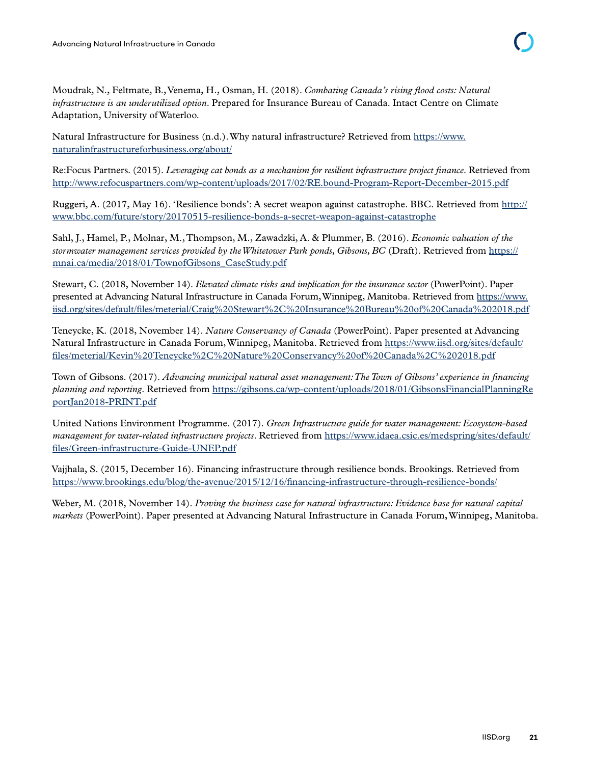Moudrak, N., Feltmate, B., Venema, H., Osman, H. (2018). *Combating Canada's rising flood costs: Natural infrastructure is an underutilized option*. Prepared for Insurance Bureau of Canada. Intact Centre on Climate Adaptation, University of Waterloo.

Natural Infrastructure for Business (n.d.). Why natural infrastructure? Retrieved from https://www.naturalinfrastructureforbusiness.org/about/

Re:Focus Partners. (2015). *Leveraging cat bonds as a mechanism for resilient infrastructure project finance*. Retrieved from http://www.refocuspartners.com/wp-content/uploads/2017/02/RE.bound-Program-Report-December-2015.pdf

Ruggeri, A. (2017, May 16). 'Resilience bonds': A secret weapon against catastrophe. BBC. Retrieved from http://www.bbc.com/future/story/20170515-resilience-bonds-a-secret-weapon-against-catastrophe

Sahl, J., Hamel, P., Molnar, M., Thompson, M., Zawadzki, A. & Plummer, B. (2016). *Economic valuation of the stormwater management services provided by the Whitetower Park ponds, Gibsons, BC* (Draft). Retrieved from https://mnai.ca/media/2018/01/TownofGibsons_CaseStudy.pdf

Stewart, C. (2018, November 14). *Elevated climate risks and implication for the insurance sector* (PowerPoint). Paper presented at Advancing Natural Infrastructure in Canada Forum, Winnipeg, Manitoba. Retrieved from https://www.iisd.org/sites/default/files/meterial/Craig%20Stewart%2C%20Insurance%20Bureau%20of%20Canada%202018.pdf

Teneycke, K. (2018, November 14). *Nature Conservancy of Canada* (PowerPoint). Paper presented at Advancing Natural Infrastructure in Canada Forum, Winnipeg, Manitoba. Retrieved from https://www.iisd.org/sites/default/files/meterial/Kevin%20Teneycke%2C%20Nature%20Conservancy%20of%20Canada%2C%202018.pdf

Town of Gibsons. (2017). *Advancing municipal natural asset management: The Town of Gibsons' experience in financing planning and reporting*. Retrieved from https://gibsons.ca/wp-content/uploads/2018/01/GibsonsFinancialPlanningReportJan2018-PRINT.pdf

United Nations Environment Programme. (2017). *Green Infrastructure guide for water management: Ecosystem-based management for water-related infrastructure projects*. Retrieved from https://www.idaea.csic.es/medspring/sites/default/files/Green-infrastructure-Guide-UNEP.pdf

Vajjhala, S. (2015, December 16). Financing infrastructure through resilience bonds. Brookings. Retrieved from https://www.brookings.edu/blog/the-avenue/2015/12/16/financing-infrastructure-through-resilience-bonds/

Weber, M. (2018, November 14). *Proving the business case for natural infrastructure: Evidence base for natural capital markets* (PowerPoint). Paper presented at Advancing Natural Infrastructure in Canada Forum, Winnipeg, Manitoba.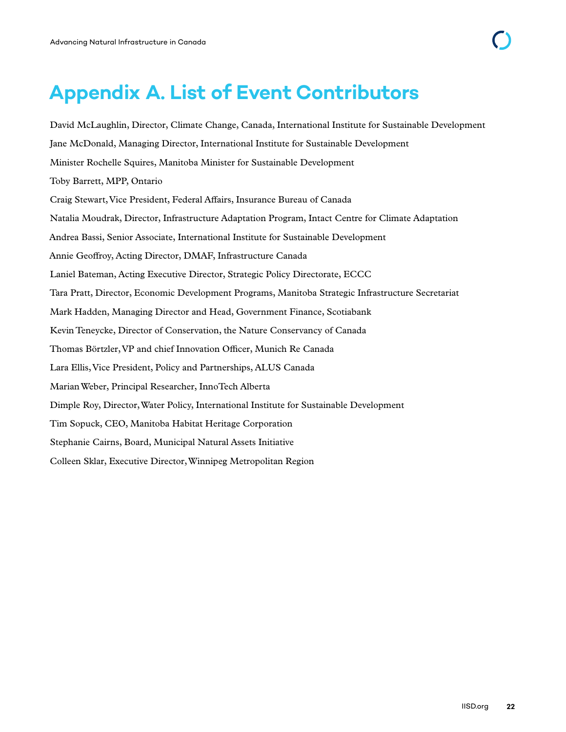# Appendix A. List of Event Contributors

David McLaughlin, Director, Climate Change, Canada, International Institute for Sustainable Development

Jane McDonald, Managing Director, International Institute for Sustainable Development

Minister Rochelle Squires, Manitoba Minister for Sustainable Development

Toby Barrett, MPP, Ontario

Craig Stewart, Vice President, Federal Affairs, Insurance Bureau of Canada

Natalia Moudrak, Director, Infrastructure Adaptation Program, Intact Centre for Climate Adaptation

Andrea Bassi, Senior Associate, International Institute for Sustainable Development

Annie Geoffroy, Acting Director, DMAF, Infrastructure Canada

Laniel Bateman, Acting Executive Director, Strategic Policy Directorate, ECCC

Tara Pratt, Director, Economic Development Programs, Manitoba Strategic Infrastructure Secretariat

Mark Hadden, Managing Director and Head, Government Finance, Scotiabank

Kevin Teneycke, Director of Conservation, the Nature Conservancy of Canada

Thomas Börtzler, VP and chief Innovation Officer, Munich Re Canada

Lara Ellis, Vice President, Policy and Partnerships, ALUS Canada

Marian Weber, Principal Researcher, InnoTech Alberta

Dimple Roy, Director, Water Policy, International Institute for Sustainable Development

Tim Sopuck, CEO, Manitoba Habitat Heritage Corporation

Stephanie Cairns, Board, Municipal Natural Assets Initiative

Colleen Sklar, Executive Director, Winnipeg Metropolitan Region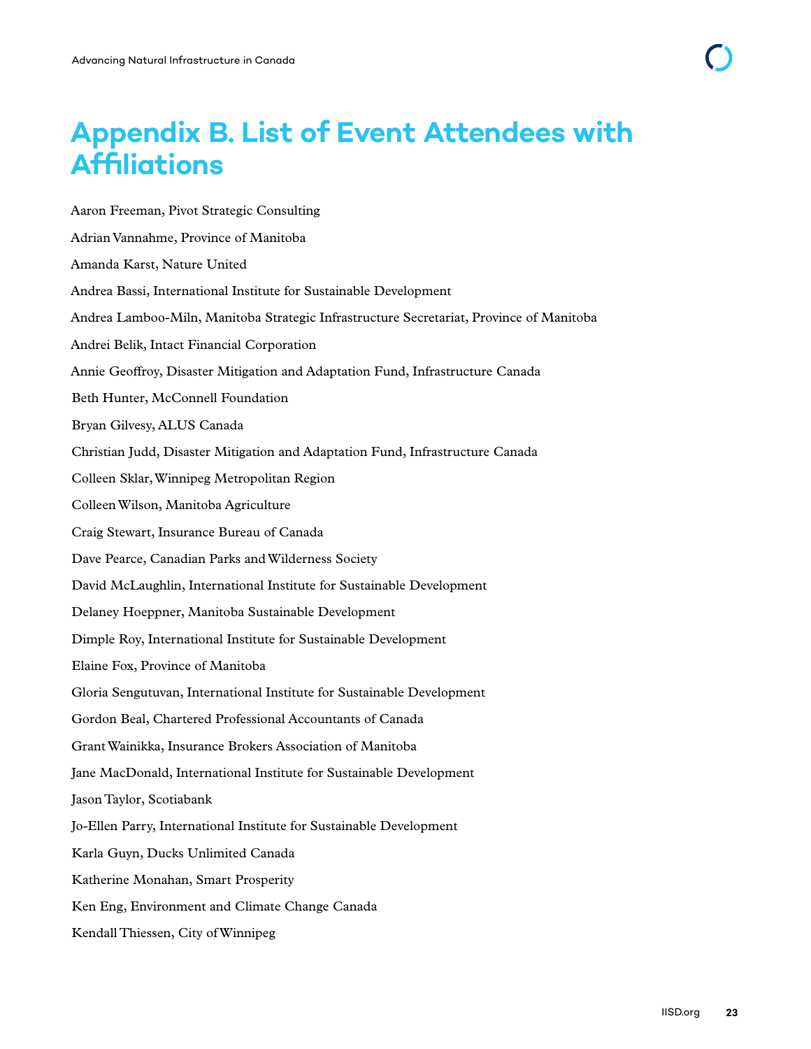# Appendix B. List of Event Attendees with Affiliations

Aaron Freeman, Pivot Strategic Consulting

Adrian Vannahme, Province of Manitoba

Amanda Karst, Nature United

Andrea Bassi, International Institute for Sustainable Development

Andrea Lamboo-Miln, Manitoba Strategic Infrastructure Secretariat, Province of Manitoba

Andrei Belik, Intact Financial Corporation

Annie Geoffroy, Disaster Mitigation and Adaptation Fund, Infrastructure Canada

Beth Hunter, McConnell Foundation

Bryan Gilvesy, ALUS Canada

Christian Judd, Disaster Mitigation and Adaptation Fund, Infrastructure Canada

Colleen Sklar, Winnipeg Metropolitan Region

Colleen Wilson, Manitoba Agriculture

Craig Stewart, Insurance Bureau of Canada

Dave Pearce, Canadian Parks and Wilderness Society

David McLaughlin, International Institute for Sustainable Development

Delaney Hoeppner, Manitoba Sustainable Development

Dimple Roy, International Institute for Sustainable Development

Elaine Fox, Province of Manitoba

Gloria Sengutuvan, International Institute for Sustainable Development

Gordon Beal, Chartered Professional Accountants of Canada

Grant Wainikka, Insurance Brokers Association of Manitoba

Jane MacDonald, International Institute for Sustainable Development

Jason Taylor, Scotiabank

Jo-Ellen Parry, International Institute for Sustainable Development

Karla Guyn, Ducks Unlimited Canada

Katherine Monahan, Smart Prosperity

Ken Eng, Environment and Climate Change Canada

Kendall Thiessen, City of Winnipeg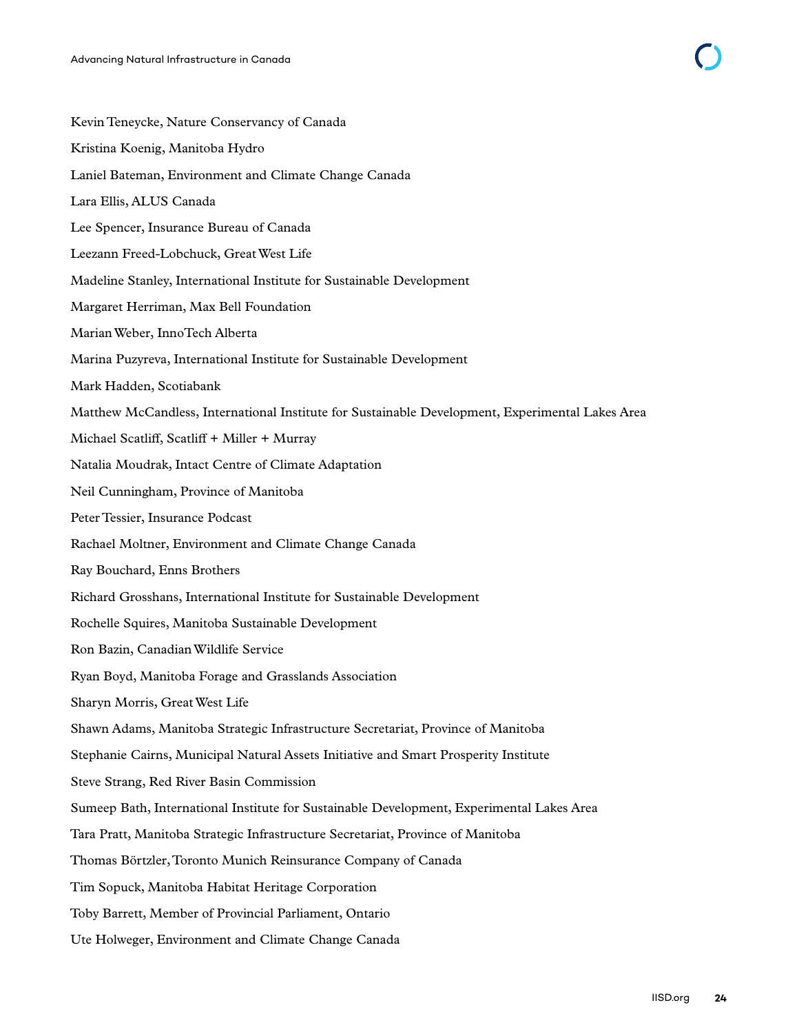Kevin Teneycke, Nature Conservancy of Canada

Kristina Koenig, Manitoba Hydro

Laniel Bateman, Environment and Climate Change Canada

Lara Ellis, ALUS Canada

Lee Spencer, Insurance Bureau of Canada

Leezann Freed-Lobchuck, Great West Life

Madeline Stanley, International Institute for Sustainable Development

Margaret Herriman, Max Bell Foundation

Marian Weber, InnoTech Alberta

Marina Puzyreva, International Institute for Sustainable Development

Mark Hadden, Scotiabank

Matthew McCandless, International Institute for Sustainable Development, Experimental Lakes Area

Michael Scatliff, Scatliff + Miller + Murray

Natalia Moudrak, Intact Centre of Climate Adaptation

Neil Cunningham, Province of Manitoba

Peter Tessier, Insurance Podcast

Rachael Moltner, Environment and Climate Change Canada

Ray Bouchard, Enns Brothers

Richard Grosshans, International Institute for Sustainable Development

Rochelle Squires, Manitoba Sustainable Development

Ron Bazin, Canadian Wildlife Service

Ryan Boyd, Manitoba Forage and Grasslands Association

Sharyn Morris, Great West Life

Shawn Adams, Manitoba Strategic Infrastructure Secretariat, Province of Manitoba

Stephanie Cairns, Municipal Natural Assets Initiative and Smart Prosperity Institute

Steve Strang, Red River Basin Commission

Sumeep Bath, International Institute for Sustainable Development, Experimental Lakes Area

Tara Pratt, Manitoba Strategic Infrastructure Secretariat, Province of Manitoba

Thomas Börtzler, Toronto Munich Reinsurance Company of Canada

Tim Sopuck, Manitoba Habitat Heritage Corporation

Toby Barrett, Member of Provincial Parliament, Ontario

Ute Holweger, Environment and Climate Change Canada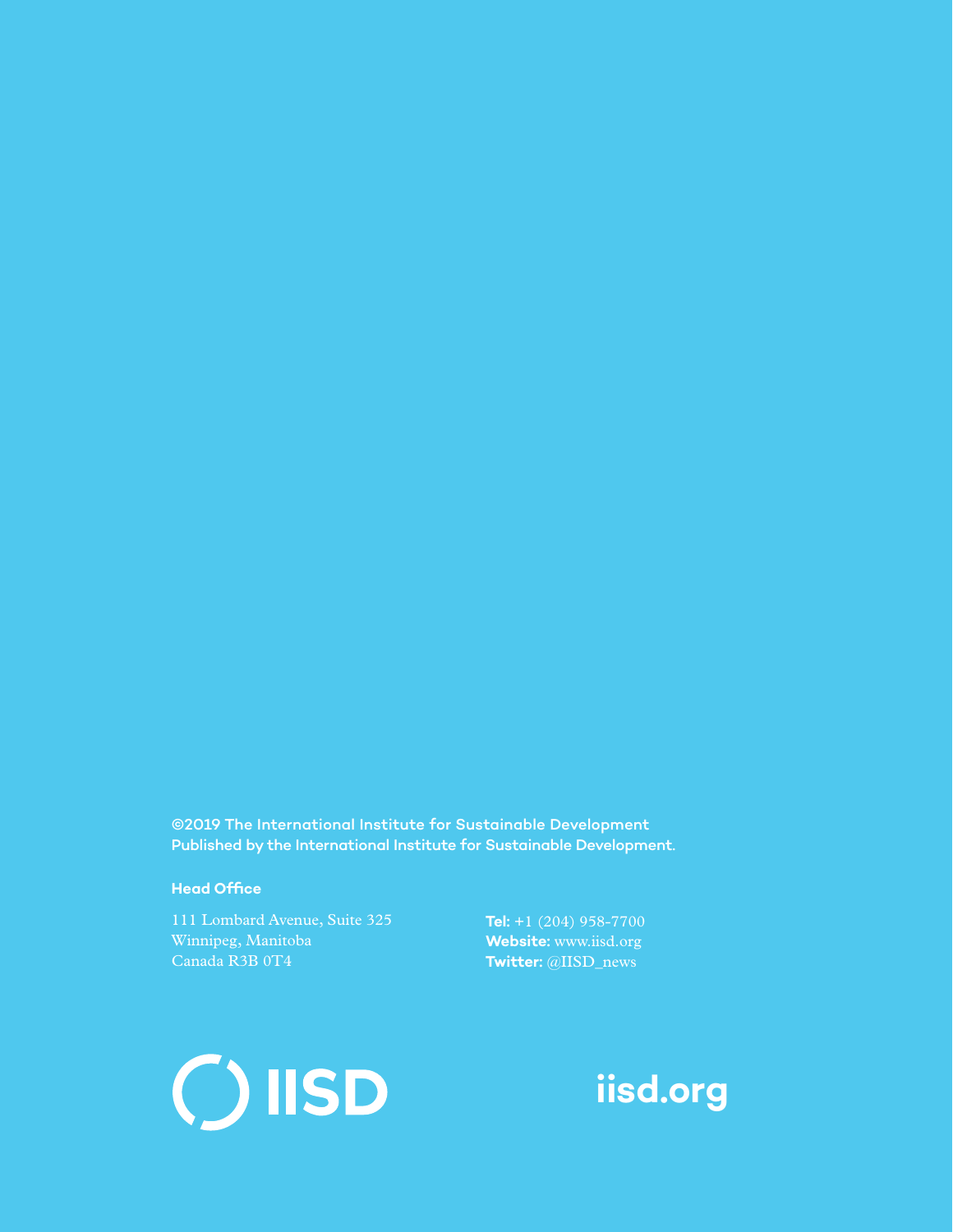**©2019 The International Institute for Sustainable Development**
**Published by the International Institute for Sustainable Development.**

**Head Office**

111 Lombard Avenue, Suite 325
Winnipeg, Manitoba
Canada R3B 0T4

**Tel:** +1 (204) 958-7700
**Website:** www.iisd.org
**Twitter:** @IISD_news

IISD

iisd.org